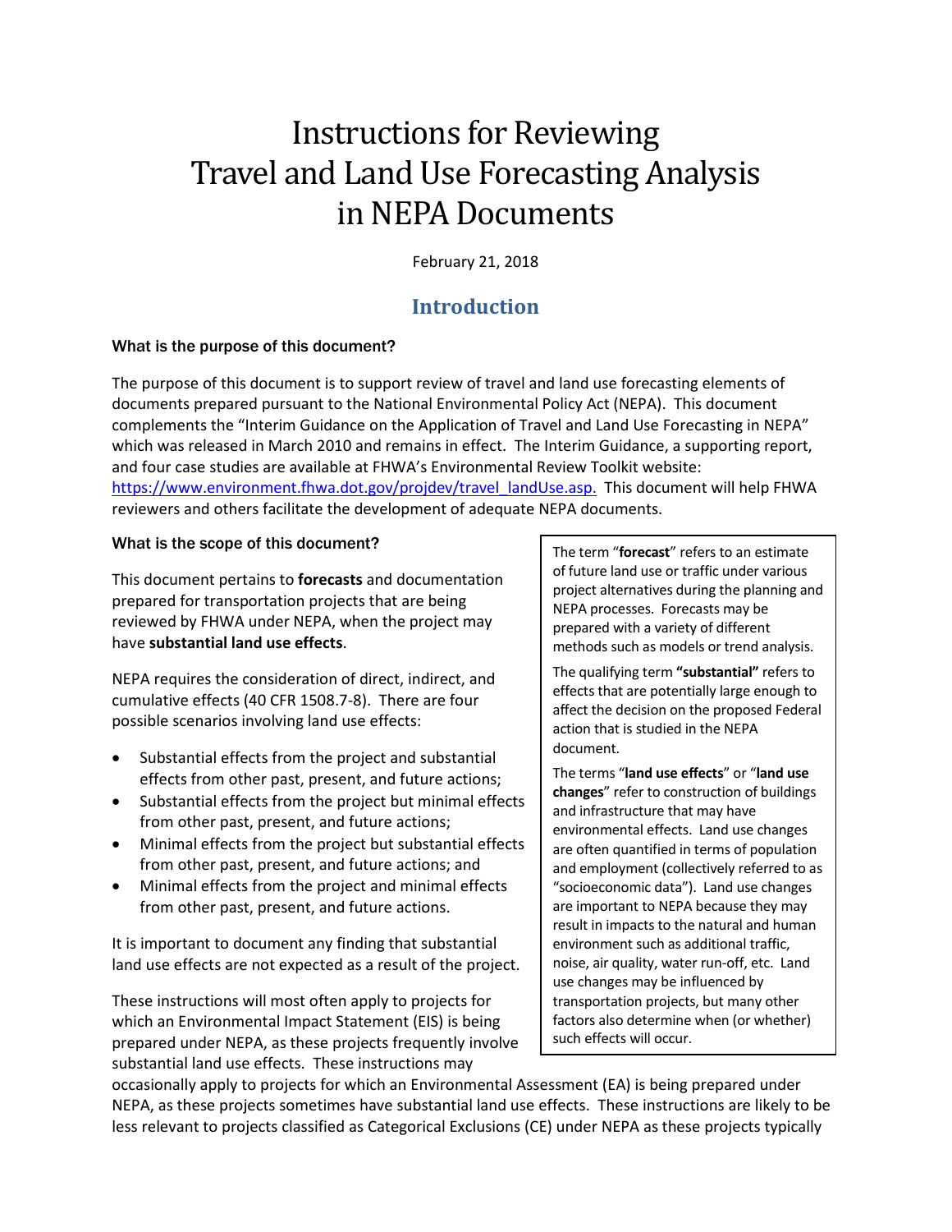# Instructions for Reviewing Travel and Land Use Forecasting Analysis in NEPA Documents

February 21, 2018

## Introduction

### What is the purpose of this document?

The purpose of this document is to support review of travel and land use forecasting elements of documents prepared pursuant to the National Environmental Policy Act (NEPA). This document complements the "Interim Guidance on the Application of Travel and Land Use Forecasting in NEPA" which was released in March 2010 and remains in effect. The Interim Guidance, a supporting report, and four case studies are available at FHWA's Environmental Review Toolkit website: https://www.environment.fhwa.dot.gov/projdev/travel_landUse.asp. This document will help FHWA reviewers and others facilitate the development of adequate NEPA documents.

### What is the scope of this document?

This document pertains to **forecasts** and documentation prepared for transportation projects that are being reviewed by FHWA under NEPA, when the project may have **substantial land use effects**.

> The term "**forecast**" refers to an estimate of future land use or traffic under various project alternatives during the planning and NEPA processes. Forecasts may be prepared with a variety of different methods such as models or trend analysis.
>
> The qualifying term **"substantial"** refers to effects that are potentially large enough to affect the decision on the proposed Federal action that is studied in the NEPA document.
>
> The terms "**land use effects**" or "**land use changes**" refer to construction of buildings and infrastructure that may have environmental effects. Land use changes are often quantified in terms of population and employment (collectively referred to as "socioeconomic data"). Land use changes are important to NEPA because they may result in impacts to the natural and human environment such as additional traffic, noise, air quality, water run-off, etc. Land use changes may be influenced by transportation projects, but many other factors also determine when (or whether) such effects will occur.

NEPA requires the consideration of direct, indirect, and cumulative effects (40 CFR 1508.7-8). There are four possible scenarios involving land use effects:

- Substantial effects from the project and substantial effects from other past, present, and future actions;
- Substantial effects from the project but minimal effects from other past, present, and future actions;
- Minimal effects from the project but substantial effects from other past, present, and future actions; and
- Minimal effects from the project and minimal effects from other past, present, and future actions.

It is important to document any finding that substantial land use effects are not expected as a result of the project.

These instructions will most often apply to projects for which an Environmental Impact Statement (EIS) is being prepared under NEPA, as these projects frequently involve substantial land use effects. These instructions may occasionally apply to projects for which an Environmental Assessment (EA) is being prepared under NEPA, as these projects sometimes have substantial land use effects. These instructions are likely to be less relevant to projects classified as Categorical Exclusions (CE) under NEPA as these projects typically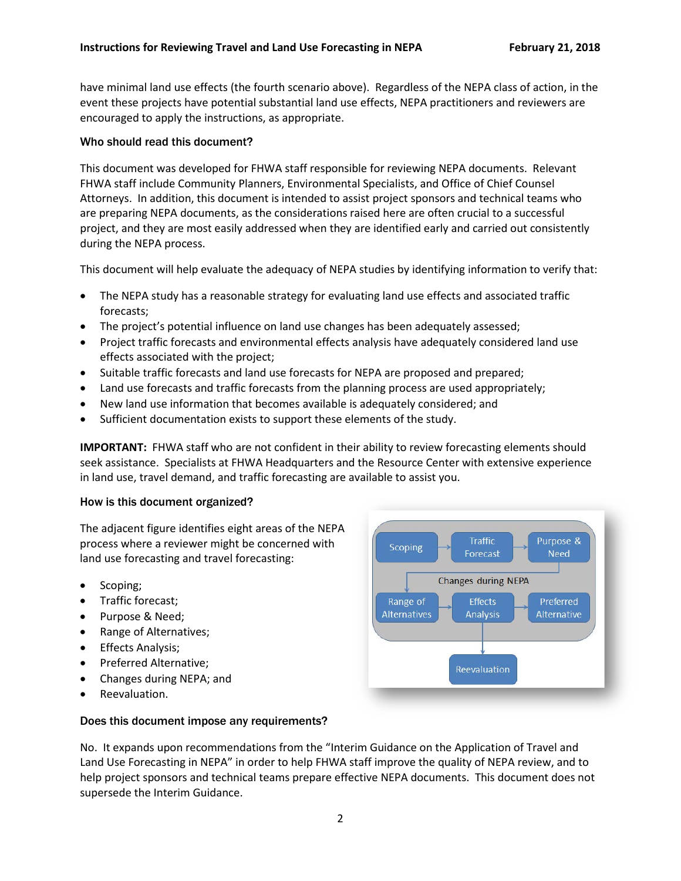have minimal land use effects (the fourth scenario above). Regardless of the NEPA class of action, in the event these projects have potential substantial land use effects, NEPA practitioners and reviewers are encouraged to apply the instructions, as appropriate.

### Who should read this document?

This document was developed for FHWA staff responsible for reviewing NEPA documents. Relevant FHWA staff include Community Planners, Environmental Specialists, and Office of Chief Counsel Attorneys. In addition, this document is intended to assist project sponsors and technical teams who are preparing NEPA documents, as the considerations raised here are often crucial to a successful project, and they are most easily addressed when they are identified early and carried out consistently during the NEPA process.

This document will help evaluate the adequacy of NEPA studies by identifying information to verify that:

- The NEPA study has a reasonable strategy for evaluating land use effects and associated traffic forecasts;
- The project's potential influence on land use changes has been adequately assessed;
- Project traffic forecasts and environmental effects analysis have adequately considered land use effects associated with the project;
- Suitable traffic forecasts and land use forecasts for NEPA are proposed and prepared;
- Land use forecasts and traffic forecasts from the planning process are used appropriately;
- New land use information that becomes available is adequately considered; and
- Sufficient documentation exists to support these elements of the study.

**IMPORTANT:** FHWA staff who are not confident in their ability to review forecasting elements should seek assistance. Specialists at FHWA Headquarters and the Resource Center with extensive experience in land use, travel demand, and traffic forecasting are available to assist you.

### How is this document organized?

The adjacent figure identifies eight areas of the NEPA process where a reviewer might be concerned with land use forecasting and travel forecasting:

- Scoping;
- Traffic forecast;
- Purpose & Need;
- Range of Alternatives;
- Effects Analysis;
- Preferred Alternative;
- Changes during NEPA; and
- Reevaluation.

Scoping → Traffic Forecast → Purpose & Need → Range of Alternatives → Effects Analysis → Preferred Alternative; Changes during NEPA; Effects Analysis → Reevaluation

### Does this document impose any requirements?

No. It expands upon recommendations from the "Interim Guidance on the Application of Travel and Land Use Forecasting in NEPA" in order to help FHWA staff improve the quality of NEPA review, and to help project sponsors and technical teams prepare effective NEPA documents. This document does not supersede the Interim Guidance.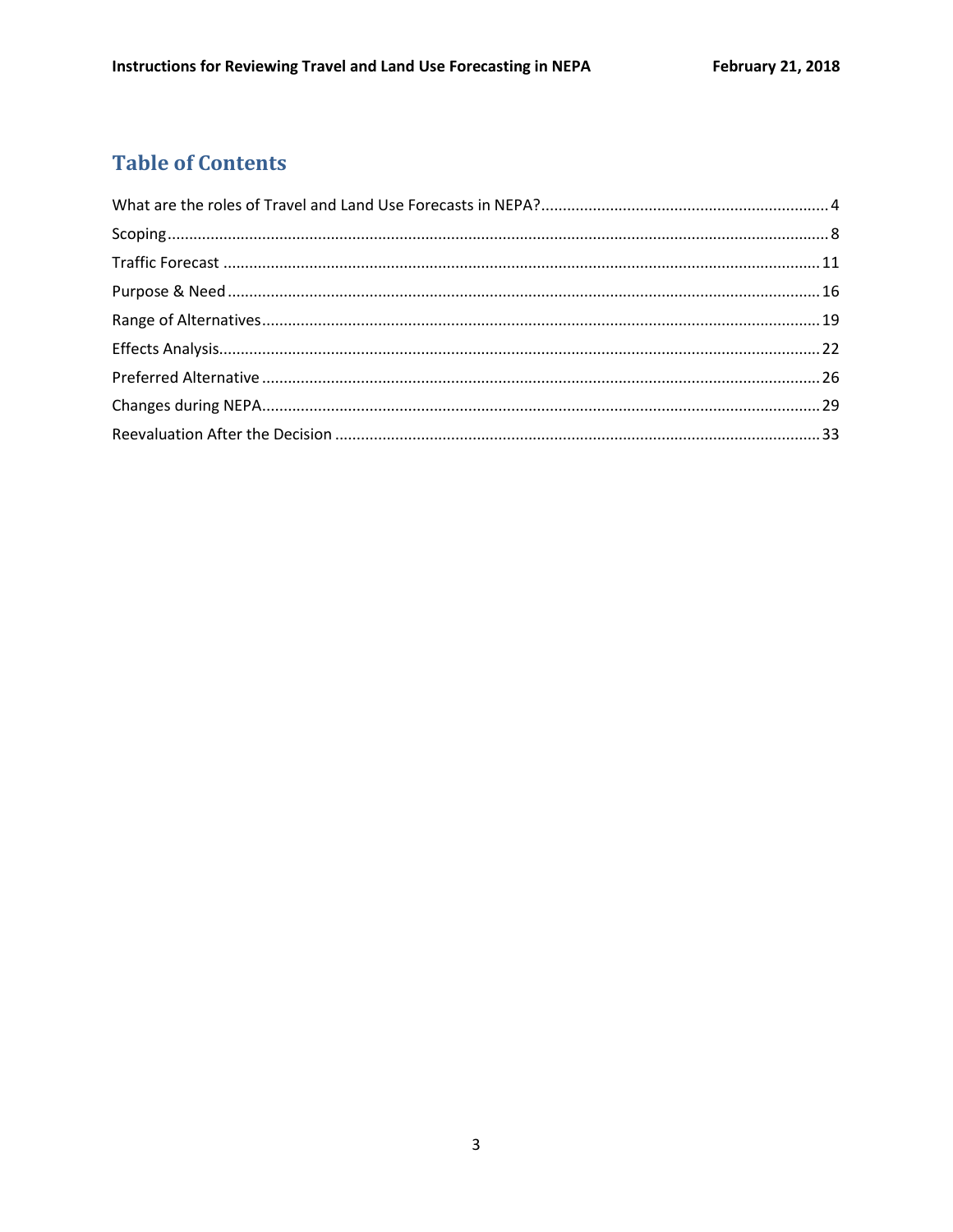# Table of Contents

What are the roles of Travel and Land Use Forecasts in NEPA? .......... 4

Scoping .......... 8

Traffic Forecast .......... 11

Purpose & Need .......... 16

Range of Alternatives .......... 19

Effects Analysis .......... 22

Preferred Alternative .......... 26

Changes during NEPA .......... 29

Reevaluation After the Decision .......... 33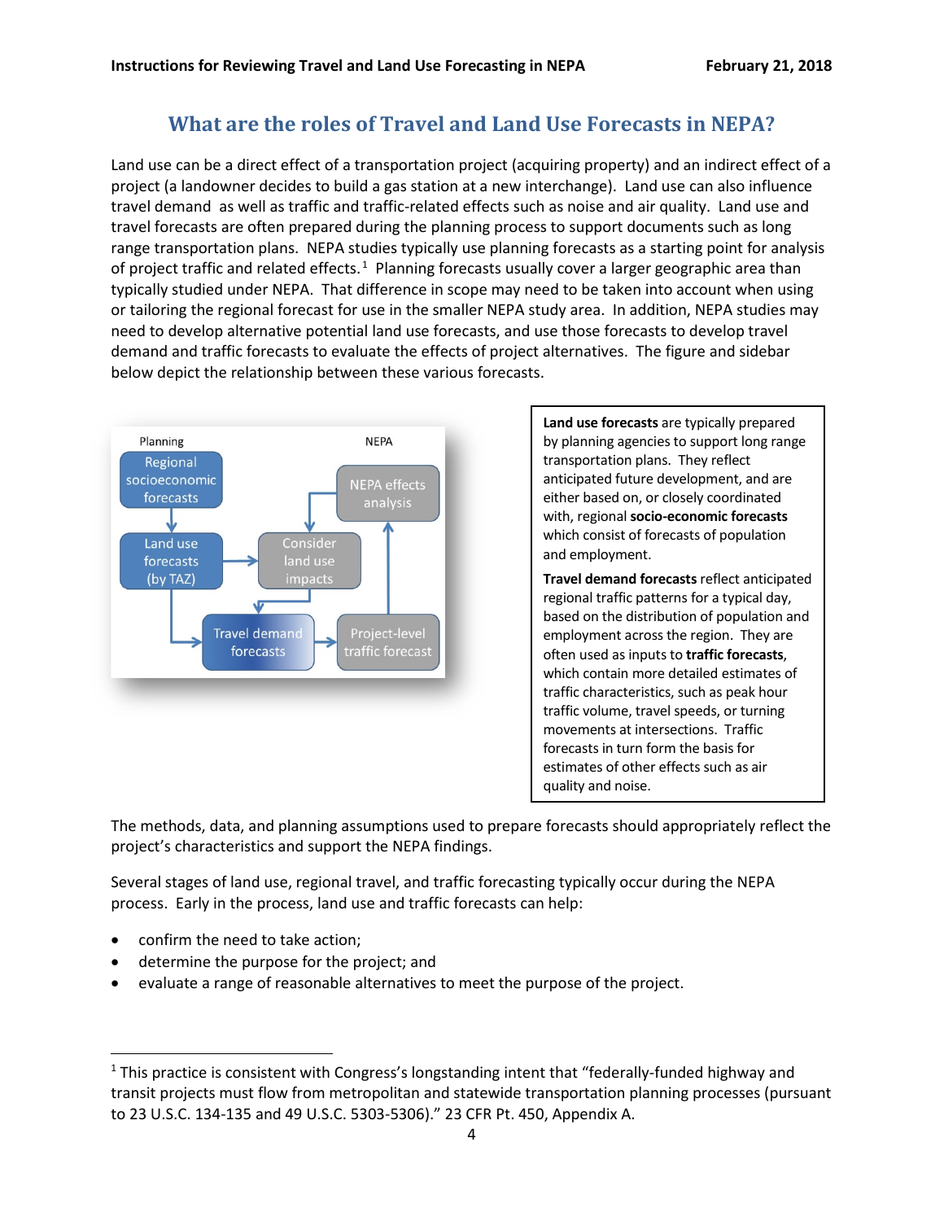## What are the roles of Travel and Land Use Forecasts in NEPA?

Land use can be a direct effect of a transportation project (acquiring property) and an indirect effect of a project (a landowner decides to build a gas station at a new interchange). Land use can also influence travel demand as well as traffic and traffic-related effects such as noise and air quality. Land use and travel forecasts are often prepared during the planning process to support documents such as long range transportation plans. NEPA studies typically use planning forecasts as a starting point for analysis of project traffic and related effects.[1] Planning forecasts usually cover a larger geographic area than typically studied under NEPA. That difference in scope may need to be taken into account when using or tailoring the regional forecast for use in the smaller NEPA study area. In addition, NEPA studies may need to develop alternative potential land use forecasts, and use those forecasts to develop travel demand and traffic forecasts to evaluate the effects of project alternatives. The figure and sidebar below depict the relationship between these various forecasts.

Planning | NEPA

Regional socioeconomic forecasts → Land use forecasts (by TAZ) → Consider land use impacts → Travel demand forecasts → Project-level traffic forecast → NEPA effects analysis

**Land use forecasts** are typically prepared by planning agencies to support long range transportation plans. They reflect anticipated future development, and are either based on, or closely coordinated with, regional **socio-economic forecasts** which consist of forecasts of population and employment.

**Travel demand forecasts** reflect anticipated regional traffic patterns for a typical day, based on the distribution of population and employment across the region. They are often used as inputs to **traffic forecasts**, which contain more detailed estimates of traffic characteristics, such as peak hour traffic volume, travel speeds, or turning movements at intersections. Traffic forecasts in turn form the basis for estimates of other effects such as air quality and noise.

The methods, data, and planning assumptions used to prepare forecasts should appropriately reflect the project's characteristics and support the NEPA findings.

Several stages of land use, regional travel, and traffic forecasting typically occur during the NEPA process. Early in the process, land use and traffic forecasts can help:

- confirm the need to take action;
- determine the purpose for the project; and
- evaluate a range of reasonable alternatives to meet the purpose of the project.

[1] This practice is consistent with Congress's longstanding intent that "federally-funded highway and transit projects must flow from metropolitan and statewide transportation planning processes (pursuant to 23 U.S.C. 134-135 and 49 U.S.C. 5303-5306)." 23 CFR Pt. 450, Appendix A.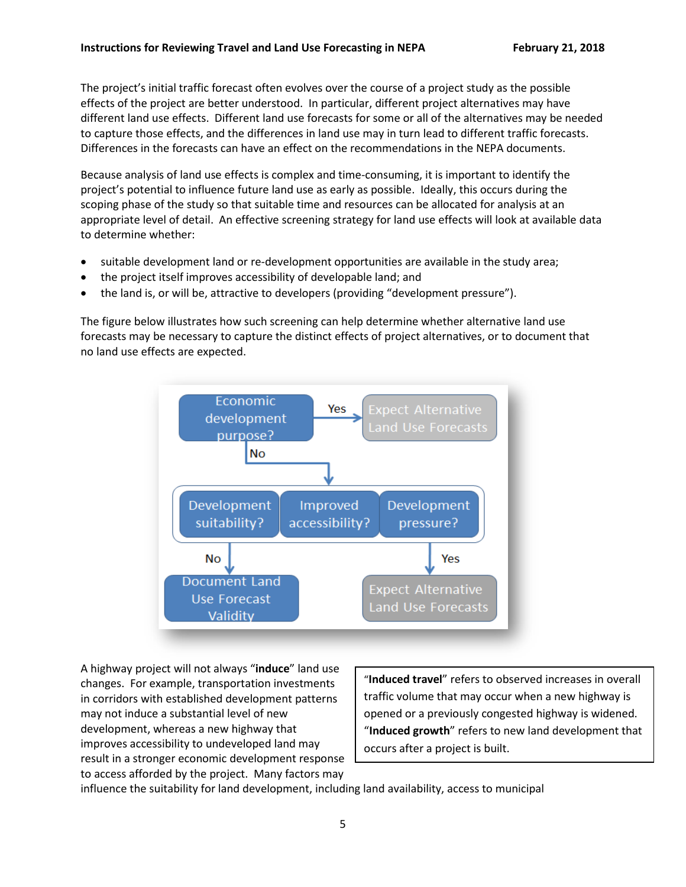The project's initial traffic forecast often evolves over the course of a project study as the possible effects of the project are better understood. In particular, different project alternatives may have different land use effects. Different land use forecasts for some or all of the alternatives may be needed to capture those effects, and the differences in land use may in turn lead to different traffic forecasts. Differences in the forecasts can have an effect on the recommendations in the NEPA documents.

Because analysis of land use effects is complex and time-consuming, it is important to identify the project's potential to influence future land use as early as possible. Ideally, this occurs during the scoping phase of the study so that suitable time and resources can be allocated for analysis at an appropriate level of detail. An effective screening strategy for land use effects will look at available data to determine whether:

- suitable development land or re-development opportunities are available in the study area;
- the project itself improves accessibility of developable land; and
- the land is, or will be, attractive to developers (providing "development pressure").

The figure below illustrates how such screening can help determine whether alternative land use forecasts may be necessary to capture the distinct effects of project alternatives, or to document that no land use effects are expected.

Economic development purpose? — Yes → Expect Alternative Land Use Forecasts

No ↓

Development suitability? | Improved accessibility? | Development pressure?

No → Document Land Use Forecast Validity

Yes → Expect Alternative Land Use Forecasts

> "**Induced travel**" refers to observed increases in overall traffic volume that may occur when a new highway is opened or a previously congested highway is widened. "**Induced growth**" refers to new land development that occurs after a project is built.

A highway project will not always "**induce**" land use changes. For example, transportation investments in corridors with established development patterns may not induce a substantial level of new development, whereas a new highway that improves accessibility to undeveloped land may result in a stronger economic development response to access afforded by the project. Many factors may influence the suitability for land development, including land availability, access to municipal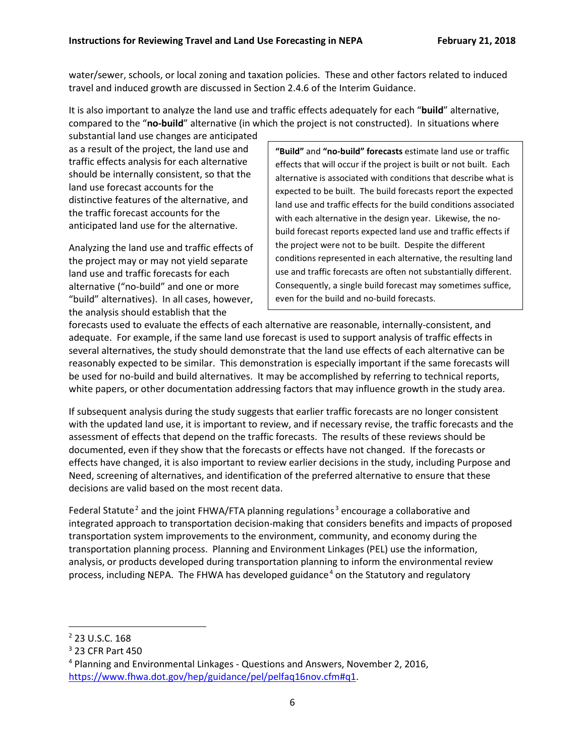water/sewer, schools, or local zoning and taxation policies. These and other factors related to induced travel and induced growth are discussed in Section 2.4.6 of the Interim Guidance.

It is also important to analyze the land use and traffic effects adequately for each "**build**" alternative, compared to the "**no-build**" alternative (in which the project is not constructed). In situations where substantial land use changes are anticipated as a result of the project, the land use and traffic effects analysis for each alternative should be internally consistent, so that the land use forecast accounts for the distinctive features of the alternative, and the traffic forecast accounts for the anticipated land use for the alternative.

> **"Build"** and **"no-build" forecasts** estimate land use or traffic effects that will occur if the project is built or not built. Each alternative is associated with conditions that describe what is expected to be built. The build forecasts report the expected land use and traffic effects for the build conditions associated with each alternative in the design year. Likewise, the no-build forecast reports expected land use and traffic effects if the project were not to be built. Despite the different conditions represented in each alternative, the resulting land use and traffic forecasts are often not substantially different. Consequently, a single build forecast may sometimes suffice, even for the build and no-build forecasts.

Analyzing the land use and traffic effects of the project may or may not yield separate land use and traffic forecasts for each alternative ("no-build" and one or more "build" alternatives). In all cases, however, the analysis should establish that the forecasts used to evaluate the effects of each alternative are reasonable, internally-consistent, and adequate. For example, if the same land use forecast is used to support analysis of traffic effects in several alternatives, the study should demonstrate that the land use effects of each alternative can be reasonably expected to be similar. This demonstration is especially important if the same forecasts will be used for no-build and build alternatives. It may be accomplished by referring to technical reports, white papers, or other documentation addressing factors that may influence growth in the study area.

If subsequent analysis during the study suggests that earlier traffic forecasts are no longer consistent with the updated land use, it is important to review, and if necessary revise, the traffic forecasts and the assessment of effects that depend on the traffic forecasts. The results of these reviews should be documented, even if they show that the forecasts or effects have not changed. If the forecasts or effects have changed, it is also important to review earlier decisions in the study, including Purpose and Need, screening of alternatives, and identification of the preferred alternative to ensure that these decisions are valid based on the most recent data.

Federal Statute[2] and the joint FHWA/FTA planning regulations[3] encourage a collaborative and integrated approach to transportation decision-making that considers benefits and impacts of proposed transportation system improvements to the environment, community, and economy during the transportation planning process. Planning and Environment Linkages (PEL) use the information, analysis, or products developed during transportation planning to inform the environmental review process, including NEPA. The FHWA has developed guidance[4] on the Statutory and regulatory

---

[2] 23 U.S.C. 168

[3] 23 CFR Part 450

[4] Planning and Environmental Linkages - Questions and Answers, November 2, 2016, https://www.fhwa.dot.gov/hep/guidance/pel/pelfaq16nov.cfm#q1.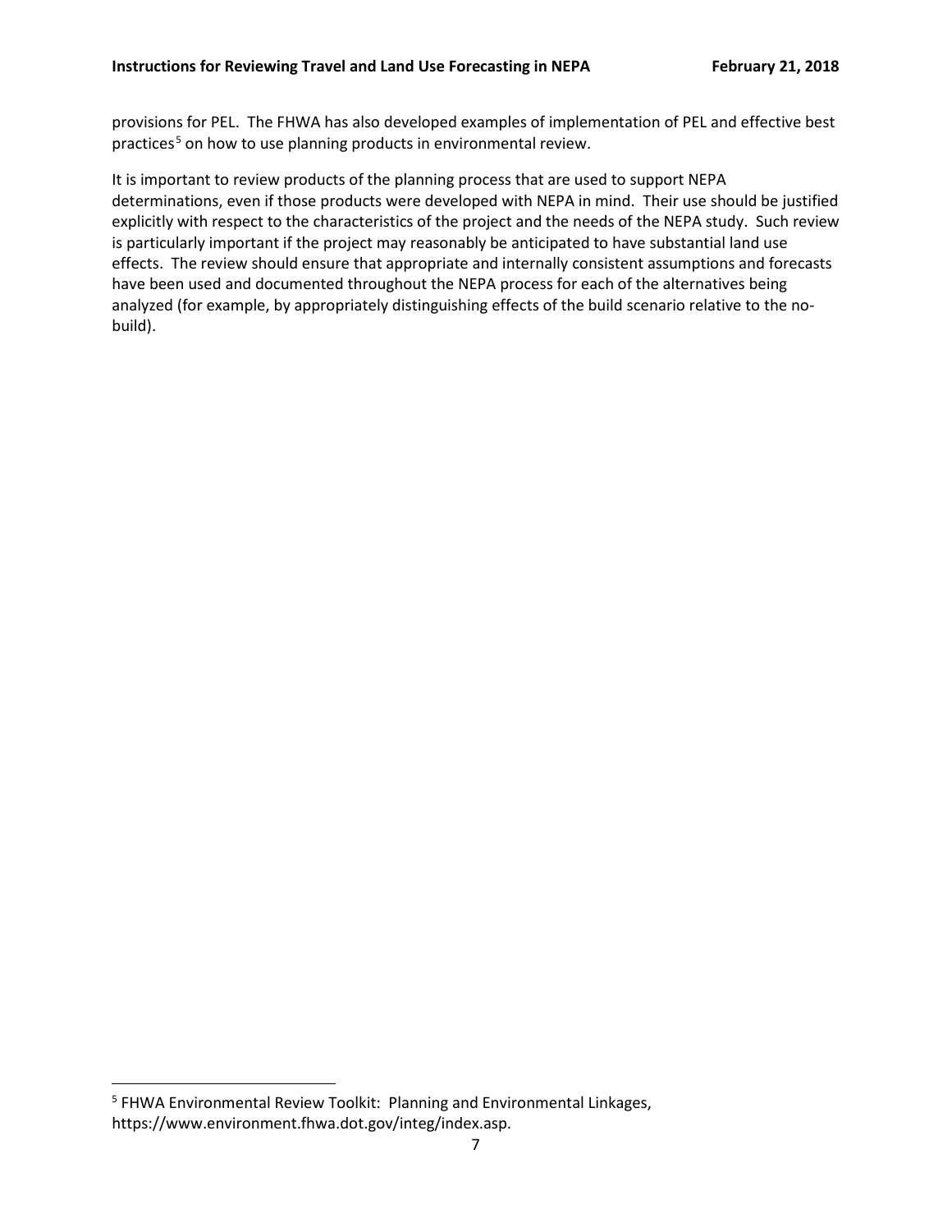provisions for PEL. The FHWA has also developed examples of implementation of PEL and effective best practices[5] on how to use planning products in environmental review.

It is important to review products of the planning process that are used to support NEPA determinations, even if those products were developed with NEPA in mind. Their use should be justified explicitly with respect to the characteristics of the project and the needs of the NEPA study. Such review is particularly important if the project may reasonably be anticipated to have substantial land use effects. The review should ensure that appropriate and internally consistent assumptions and forecasts have been used and documented throughout the NEPA process for each of the alternatives being analyzed (for example, by appropriately distinguishing effects of the build scenario relative to the no-build).

[5] FHWA Environmental Review Toolkit: Planning and Environmental Linkages, https://www.environment.fhwa.dot.gov/integ/index.asp.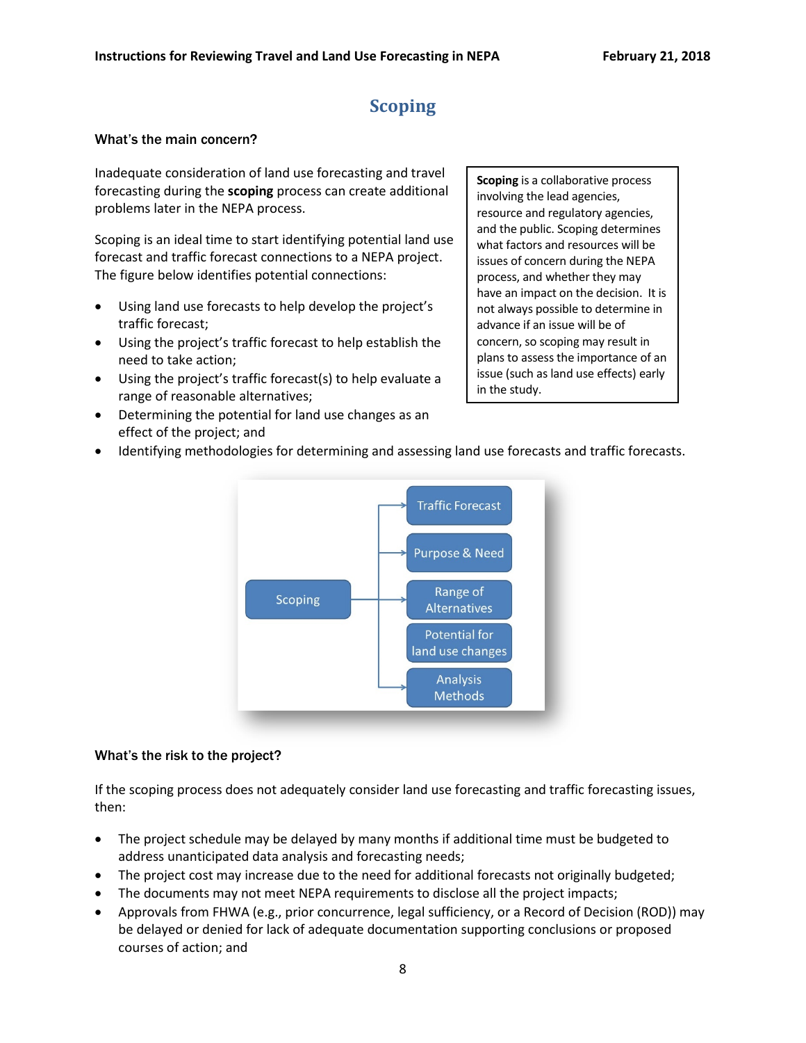# Scoping

### What's the main concern?

Inadequate consideration of land use forecasting and travel forecasting during the **scoping** process can create additional problems later in the NEPA process.

> **Scoping** is a collaborative process involving the lead agencies, resource and regulatory agencies, and the public. Scoping determines what factors and resources will be issues of concern during the NEPA process, and whether they may have an impact on the decision. It is not always possible to determine in advance if an issue will be of concern, so scoping may result in plans to assess the importance of an issue (such as land use effects) early in the study.

Scoping is an ideal time to start identifying potential land use forecast and traffic forecast connections to a NEPA project. The figure below identifies potential connections:

- Using land use forecasts to help develop the project's traffic forecast;
- Using the project's traffic forecast to help establish the need to take action;
- Using the project's traffic forecast(s) to help evaluate a range of reasonable alternatives;
- Determining the potential for land use changes as an effect of the project; and
- Identifying methodologies for determining and assessing land use forecasts and traffic forecasts.

Scoping → Traffic Forecast; Purpose & Need; Range of Alternatives; Potential for land use changes; Analysis Methods

### What's the risk to the project?

If the scoping process does not adequately consider land use forecasting and traffic forecasting issues, then:

- The project schedule may be delayed by many months if additional time must be budgeted to address unanticipated data analysis and forecasting needs;
- The project cost may increase due to the need for additional forecasts not originally budgeted;
- The documents may not meet NEPA requirements to disclose all the project impacts;
- Approvals from FHWA (e.g., prior concurrence, legal sufficiency, or a Record of Decision (ROD)) may be delayed or denied for lack of adequate documentation supporting conclusions or proposed courses of action; and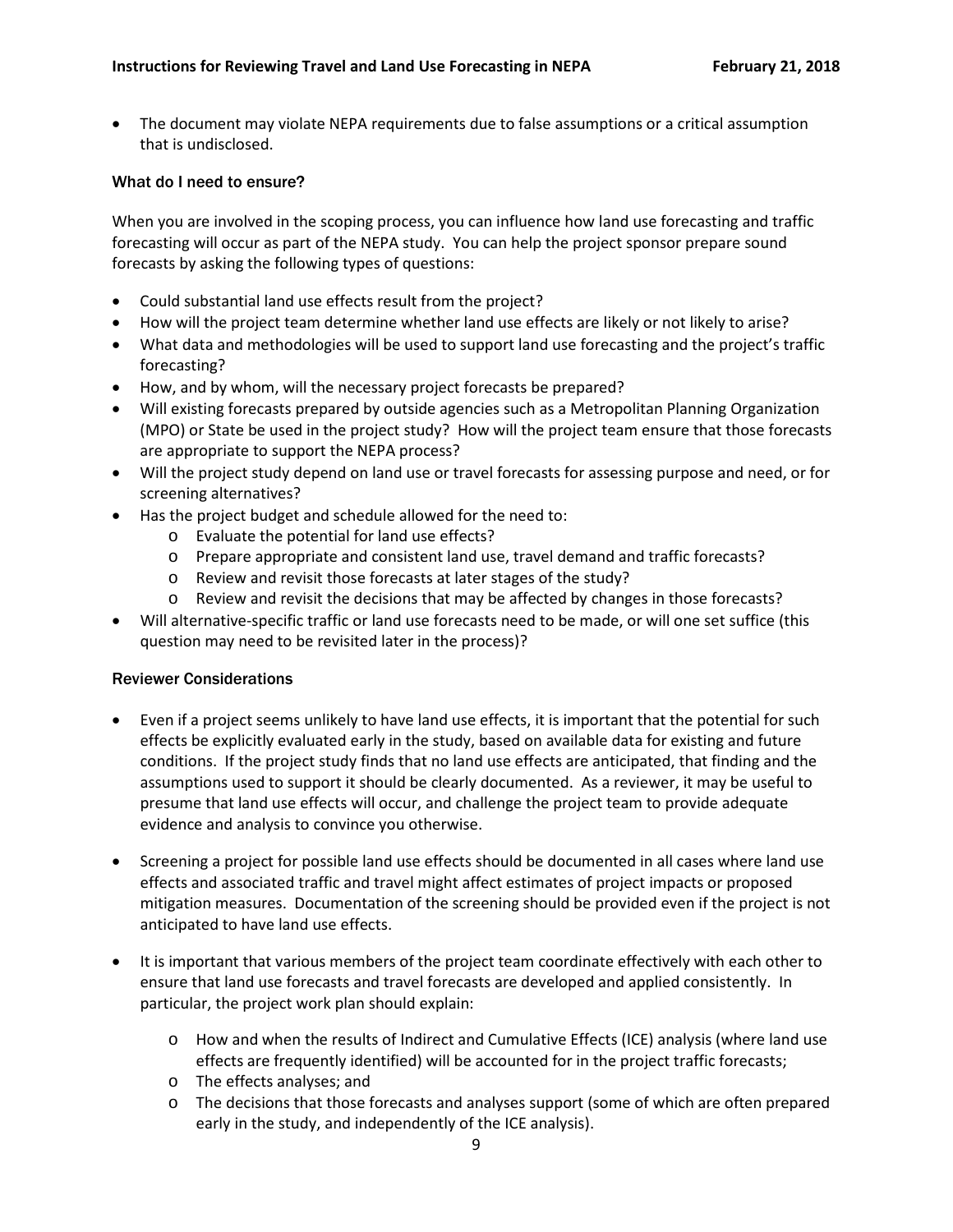- The document may violate NEPA requirements due to false assumptions or a critical assumption that is undisclosed.

### What do I need to ensure?

When you are involved in the scoping process, you can influence how land use forecasting and traffic forecasting will occur as part of the NEPA study. You can help the project sponsor prepare sound forecasts by asking the following types of questions:

- Could substantial land use effects result from the project?
- How will the project team determine whether land use effects are likely or not likely to arise?
- What data and methodologies will be used to support land use forecasting and the project's traffic forecasting?
- How, and by whom, will the necessary project forecasts be prepared?
- Will existing forecasts prepared by outside agencies such as a Metropolitan Planning Organization (MPO) or State be used in the project study? How will the project team ensure that those forecasts are appropriate to support the NEPA process?
- Will the project study depend on land use or travel forecasts for assessing purpose and need, or for screening alternatives?
- Has the project budget and schedule allowed for the need to:
  - Evaluate the potential for land use effects?
  - Prepare appropriate and consistent land use, travel demand and traffic forecasts?
  - Review and revisit those forecasts at later stages of the study?
  - Review and revisit the decisions that may be affected by changes in those forecasts?
- Will alternative-specific traffic or land use forecasts need to be made, or will one set suffice (this question may need to be revisited later in the process)?

### Reviewer Considerations

- Even if a project seems unlikely to have land use effects, it is important that the potential for such effects be explicitly evaluated early in the study, based on available data for existing and future conditions. If the project study finds that no land use effects are anticipated, that finding and the assumptions used to support it should be clearly documented. As a reviewer, it may be useful to presume that land use effects will occur, and challenge the project team to provide adequate evidence and analysis to convince you otherwise.

- Screening a project for possible land use effects should be documented in all cases where land use effects and associated traffic and travel might affect estimates of project impacts or proposed mitigation measures. Documentation of the screening should be provided even if the project is not anticipated to have land use effects.

- It is important that various members of the project team coordinate effectively with each other to ensure that land use forecasts and travel forecasts are developed and applied consistently. In particular, the project work plan should explain:

  - How and when the results of Indirect and Cumulative Effects (ICE) analysis (where land use effects are frequently identified) will be accounted for in the project traffic forecasts;
  - The effects analyses; and
  - The decisions that those forecasts and analyses support (some of which are often prepared early in the study, and independently of the ICE analysis).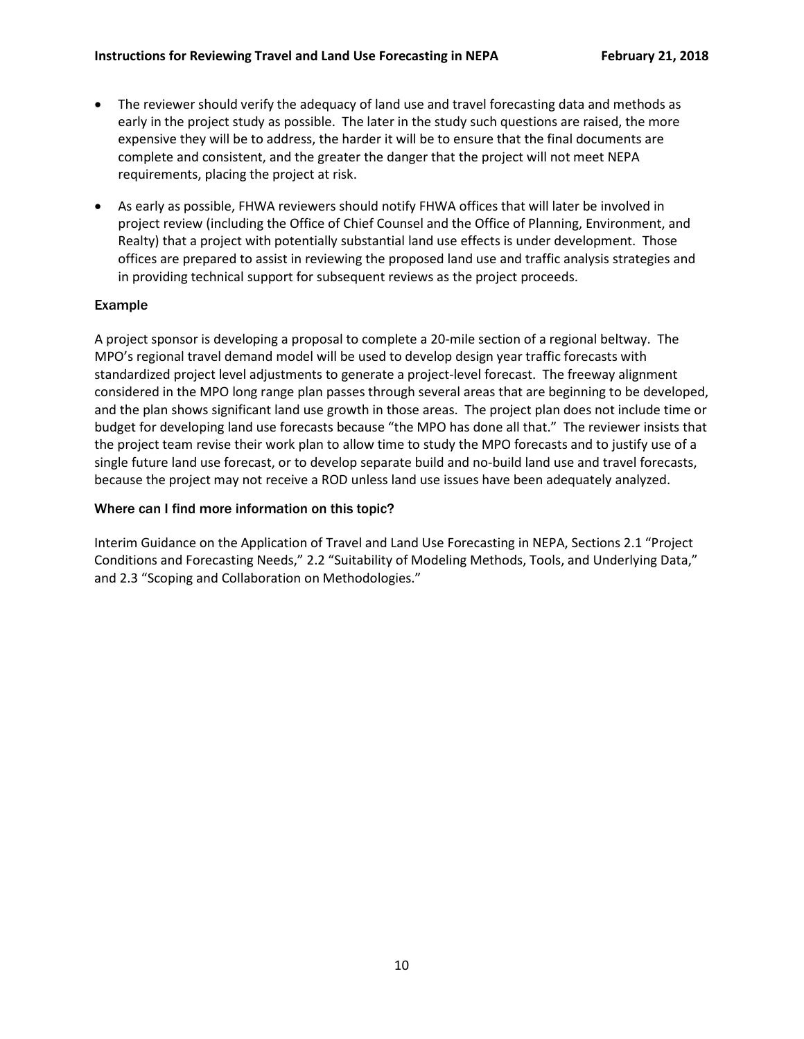- The reviewer should verify the adequacy of land use and travel forecasting data and methods as early in the project study as possible. The later in the study such questions are raised, the more expensive they will be to address, the harder it will be to ensure that the final documents are complete and consistent, and the greater the danger that the project will not meet NEPA requirements, placing the project at risk.
- As early as possible, FHWA reviewers should notify FHWA offices that will later be involved in project review (including the Office of Chief Counsel and the Office of Planning, Environment, and Realty) that a project with potentially substantial land use effects is under development. Those offices are prepared to assist in reviewing the proposed land use and traffic analysis strategies and in providing technical support for subsequent reviews as the project proceeds.

### Example

A project sponsor is developing a proposal to complete a 20-mile section of a regional beltway. The MPO's regional travel demand model will be used to develop design year traffic forecasts with standardized project level adjustments to generate a project-level forecast. The freeway alignment considered in the MPO long range plan passes through several areas that are beginning to be developed, and the plan shows significant land use growth in those areas. The project plan does not include time or budget for developing land use forecasts because "the MPO has done all that." The reviewer insists that the project team revise their work plan to allow time to study the MPO forecasts and to justify use of a single future land use forecast, or to develop separate build and no-build land use and travel forecasts, because the project may not receive a ROD unless land use issues have been adequately analyzed.

### Where can I find more information on this topic?

Interim Guidance on the Application of Travel and Land Use Forecasting in NEPA, Sections 2.1 "Project Conditions and Forecasting Needs," 2.2 "Suitability of Modeling Methods, Tools, and Underlying Data," and 2.3 "Scoping and Collaboration on Methodologies."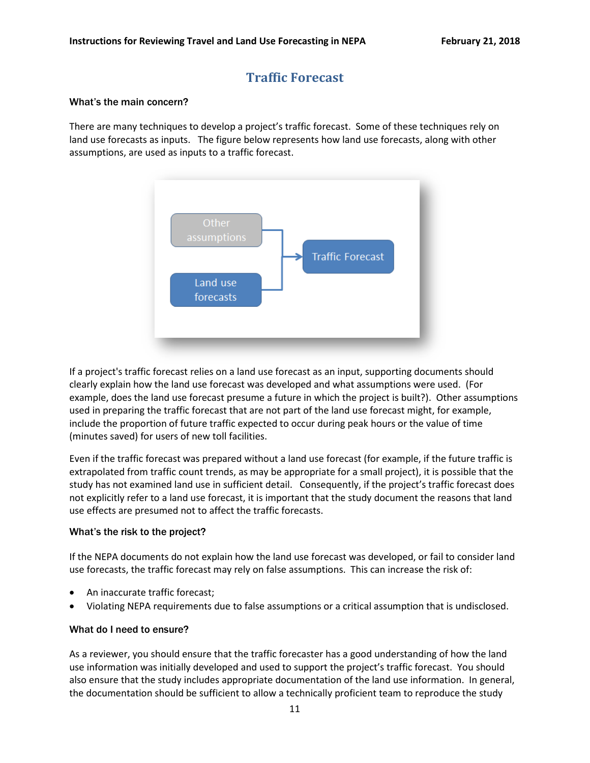# Traffic Forecast

### What's the main concern?

There are many techniques to develop a project's traffic forecast. Some of these techniques rely on land use forecasts as inputs. The figure below represents how land use forecasts, along with other assumptions, are used as inputs to a traffic forecast.

If a project's traffic forecast relies on a land use forecast as an input, supporting documents should clearly explain how the land use forecast was developed and what assumptions were used. (For example, does the land use forecast presume a future in which the project is built?). Other assumptions used in preparing the traffic forecast that are not part of the land use forecast might, for example, include the proportion of future traffic expected to occur during peak hours or the value of time (minutes saved) for users of new toll facilities.

Even if the traffic forecast was prepared without a land use forecast (for example, if the future traffic is extrapolated from traffic count trends, as may be appropriate for a small project), it is possible that the study has not examined land use in sufficient detail. Consequently, if the project's traffic forecast does not explicitly refer to a land use forecast, it is important that the study document the reasons that land use effects are presumed not to affect the traffic forecasts.

### What's the risk to the project?

If the NEPA documents do not explain how the land use forecast was developed, or fail to consider land use forecasts, the traffic forecast may rely on false assumptions. This can increase the risk of:

- An inaccurate traffic forecast;
- Violating NEPA requirements due to false assumptions or a critical assumption that is undisclosed.

### What do I need to ensure?

As a reviewer, you should ensure that the traffic forecaster has a good understanding of how the land use information was initially developed and used to support the project's traffic forecast. You should also ensure that the study includes appropriate documentation of the land use information. In general, the documentation should be sufficient to allow a technically proficient team to reproduce the study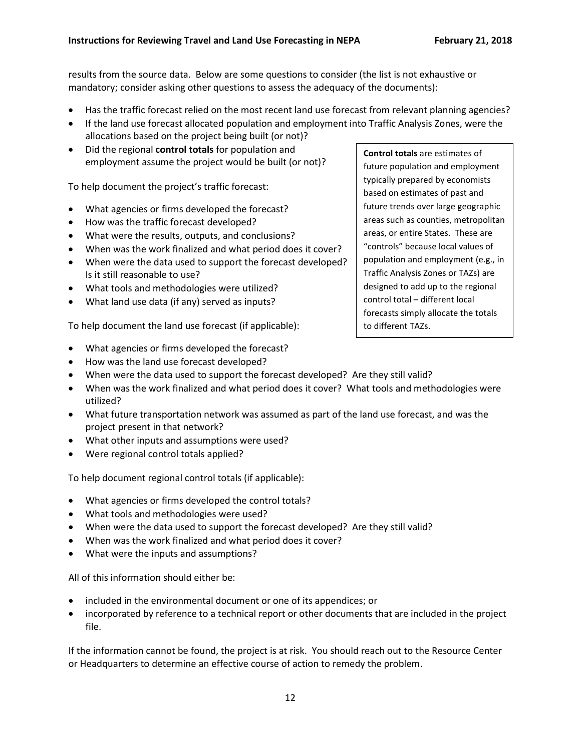results from the source data. Below are some questions to consider (the list is not exhaustive or mandatory; consider asking other questions to assess the adequacy of the documents):

- Has the traffic forecast relied on the most recent land use forecast from relevant planning agencies?
- If the land use forecast allocated population and employment into Traffic Analysis Zones, were the allocations based on the project being built (or not)?
- Did the regional **control totals** for population and employment assume the project would be built (or not)?

> **Control totals** are estimates of future population and employment typically prepared by economists based on estimates of past and future trends over large geographic areas such as counties, metropolitan areas, or entire States. These are "controls" because local values of population and employment (e.g., in Traffic Analysis Zones or TAZs) are designed to add up to the regional control total – different local forecasts simply allocate the totals to different TAZs.

To help document the project's traffic forecast:

- What agencies or firms developed the forecast?
- How was the traffic forecast developed?
- What were the results, outputs, and conclusions?
- When was the work finalized and what period does it cover?
- When were the data used to support the forecast developed? Is it still reasonable to use?
- What tools and methodologies were utilized?
- What land use data (if any) served as inputs?

To help document the land use forecast (if applicable):

- What agencies or firms developed the forecast?
- How was the land use forecast developed?
- When were the data used to support the forecast developed? Are they still valid?
- When was the work finalized and what period does it cover? What tools and methodologies were utilized?
- What future transportation network was assumed as part of the land use forecast, and was the project present in that network?
- What other inputs and assumptions were used?
- Were regional control totals applied?

To help document regional control totals (if applicable):

- What agencies or firms developed the control totals?
- What tools and methodologies were used?
- When were the data used to support the forecast developed? Are they still valid?
- When was the work finalized and what period does it cover?
- What were the inputs and assumptions?

All of this information should either be:

- included in the environmental document or one of its appendices; or
- incorporated by reference to a technical report or other documents that are included in the project file.

If the information cannot be found, the project is at risk. You should reach out to the Resource Center or Headquarters to determine an effective course of action to remedy the problem.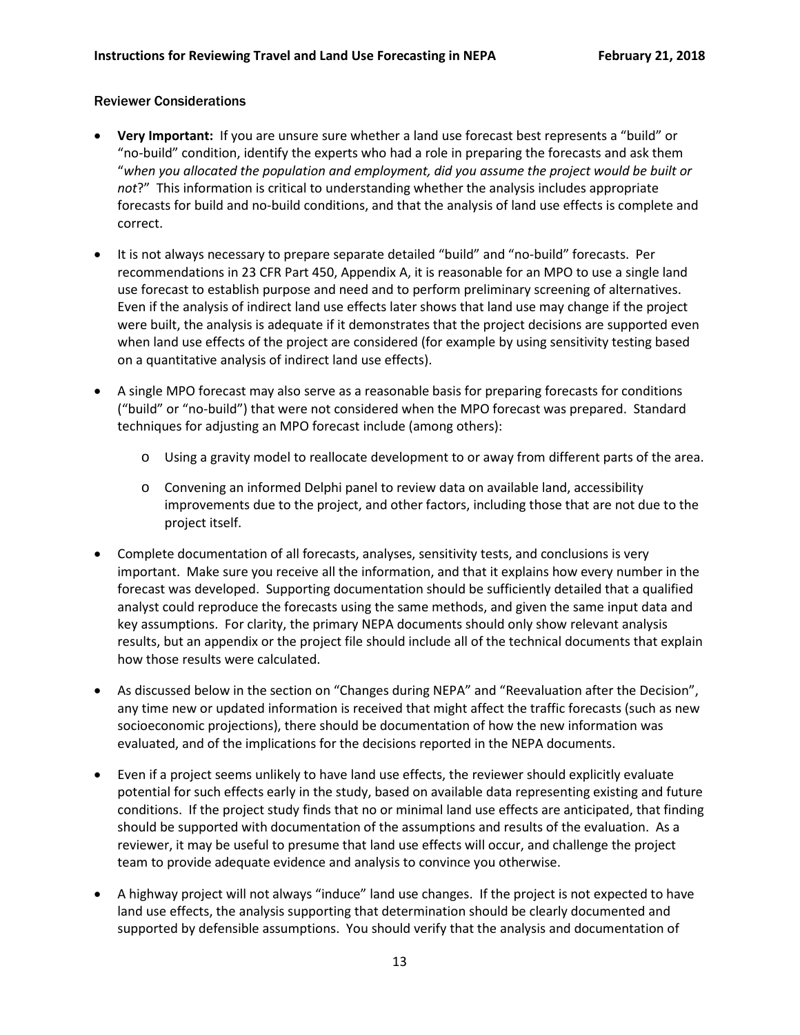### Reviewer Considerations

- **Very Important:** If you are unsure sure whether a land use forecast best represents a "build" or "no-build" condition, identify the experts who had a role in preparing the forecasts and ask them "*when you allocated the population and employment, did you assume the project would be built or not*?" This information is critical to understanding whether the analysis includes appropriate forecasts for build and no-build conditions, and that the analysis of land use effects is complete and correct.
- It is not always necessary to prepare separate detailed "build" and "no-build" forecasts. Per recommendations in 23 CFR Part 450, Appendix A, it is reasonable for an MPO to use a single land use forecast to establish purpose and need and to perform preliminary screening of alternatives. Even if the analysis of indirect land use effects later shows that land use may change if the project were built, the analysis is adequate if it demonstrates that the project decisions are supported even when land use effects of the project are considered (for example by using sensitivity testing based on a quantitative analysis of indirect land use effects).
- A single MPO forecast may also serve as a reasonable basis for preparing forecasts for conditions ("build" or "no-build") that were not considered when the MPO forecast was prepared. Standard techniques for adjusting an MPO forecast include (among others):
    - Using a gravity model to reallocate development to or away from different parts of the area.
    - Convening an informed Delphi panel to review data on available land, accessibility improvements due to the project, and other factors, including those that are not due to the project itself.
- Complete documentation of all forecasts, analyses, sensitivity tests, and conclusions is very important. Make sure you receive all the information, and that it explains how every number in the forecast was developed. Supporting documentation should be sufficiently detailed that a qualified analyst could reproduce the forecasts using the same methods, and given the same input data and key assumptions. For clarity, the primary NEPA documents should only show relevant analysis results, but an appendix or the project file should include all of the technical documents that explain how those results were calculated.
- As discussed below in the section on "Changes during NEPA" and "Reevaluation after the Decision", any time new or updated information is received that might affect the traffic forecasts (such as new socioeconomic projections), there should be documentation of how the new information was evaluated, and of the implications for the decisions reported in the NEPA documents.
- Even if a project seems unlikely to have land use effects, the reviewer should explicitly evaluate potential for such effects early in the study, based on available data representing existing and future conditions. If the project study finds that no or minimal land use effects are anticipated, that finding should be supported with documentation of the assumptions and results of the evaluation. As a reviewer, it may be useful to presume that land use effects will occur, and challenge the project team to provide adequate evidence and analysis to convince you otherwise.
- A highway project will not always "induce" land use changes. If the project is not expected to have land use effects, the analysis supporting that determination should be clearly documented and supported by defensible assumptions. You should verify that the analysis and documentation of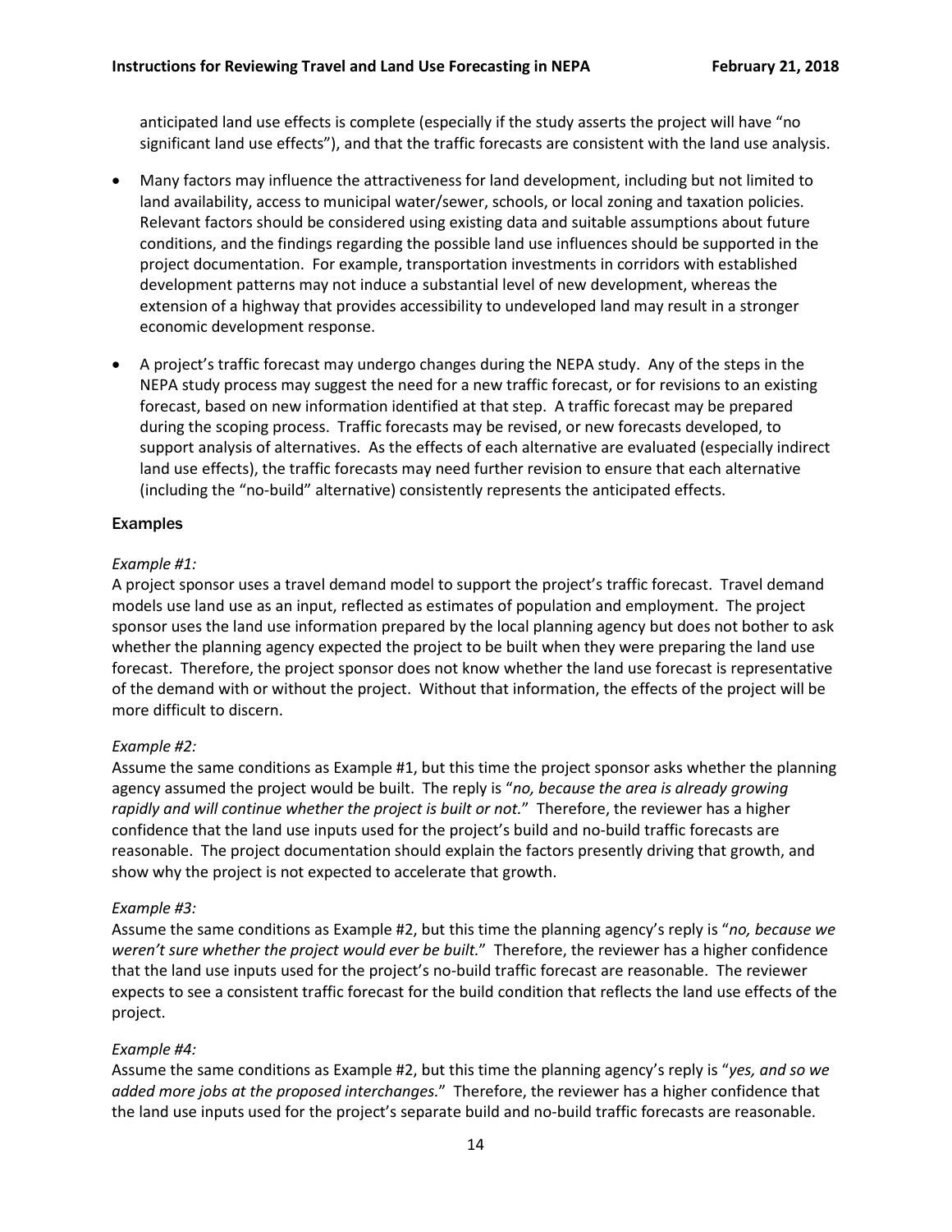anticipated land use effects is complete (especially if the study asserts the project will have "no significant land use effects"), and that the traffic forecasts are consistent with the land use analysis.

- Many factors may influence the attractiveness for land development, including but not limited to land availability, access to municipal water/sewer, schools, or local zoning and taxation policies. Relevant factors should be considered using existing data and suitable assumptions about future conditions, and the findings regarding the possible land use influences should be supported in the project documentation. For example, transportation investments in corridors with established development patterns may not induce a substantial level of new development, whereas the extension of a highway that provides accessibility to undeveloped land may result in a stronger economic development response.
- A project's traffic forecast may undergo changes during the NEPA study. Any of the steps in the NEPA study process may suggest the need for a new traffic forecast, or for revisions to an existing forecast, based on new information identified at that step. A traffic forecast may be prepared during the scoping process. Traffic forecasts may be revised, or new forecasts developed, to support analysis of alternatives. As the effects of each alternative are evaluated (especially indirect land use effects), the traffic forecasts may need further revision to ensure that each alternative (including the "no-build" alternative) consistently represents the anticipated effects.

### Examples

*Example #1:*
A project sponsor uses a travel demand model to support the project's traffic forecast. Travel demand models use land use as an input, reflected as estimates of population and employment. The project sponsor uses the land use information prepared by the local planning agency but does not bother to ask whether the planning agency expected the project to be built when they were preparing the land use forecast. Therefore, the project sponsor does not know whether the land use forecast is representative of the demand with or without the project. Without that information, the effects of the project will be more difficult to discern.

*Example #2:*
Assume the same conditions as Example #1, but this time the project sponsor asks whether the planning agency assumed the project would be built. The reply is "*no, because the area is already growing rapidly and will continue whether the project is built or not.*" Therefore, the reviewer has a higher confidence that the land use inputs used for the project's build and no-build traffic forecasts are reasonable. The project documentation should explain the factors presently driving that growth, and show why the project is not expected to accelerate that growth.

*Example #3:*
Assume the same conditions as Example #2, but this time the planning agency's reply is "*no, because we weren't sure whether the project would ever be built.*" Therefore, the reviewer has a higher confidence that the land use inputs used for the project's no-build traffic forecast are reasonable. The reviewer expects to see a consistent traffic forecast for the build condition that reflects the land use effects of the project.

*Example #4:*
Assume the same conditions as Example #2, but this time the planning agency's reply is "*yes, and so we added more jobs at the proposed interchanges.*" Therefore, the reviewer has a higher confidence that the land use inputs used for the project's separate build and no-build traffic forecasts are reasonable.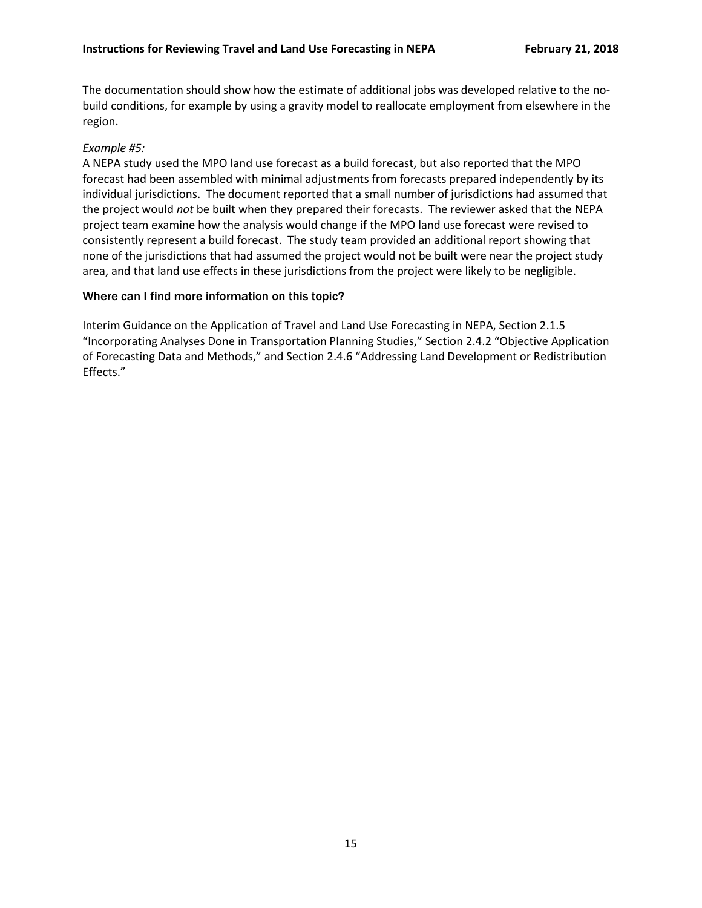The documentation should show how the estimate of additional jobs was developed relative to the no-build conditions, for example by using a gravity model to reallocate employment from elsewhere in the region.

*Example #5:*

A NEPA study used the MPO land use forecast as a build forecast, but also reported that the MPO forecast had been assembled with minimal adjustments from forecasts prepared independently by its individual jurisdictions. The document reported that a small number of jurisdictions had assumed that the project would *not* be built when they prepared their forecasts. The reviewer asked that the NEPA project team examine how the analysis would change if the MPO land use forecast were revised to consistently represent a build forecast. The study team provided an additional report showing that none of the jurisdictions that had assumed the project would not be built were near the project study area, and that land use effects in these jurisdictions from the project were likely to be negligible.

### Where can I find more information on this topic?

Interim Guidance on the Application of Travel and Land Use Forecasting in NEPA, Section 2.1.5 "Incorporating Analyses Done in Transportation Planning Studies," Section 2.4.2 "Objective Application of Forecasting Data and Methods," and Section 2.4.6 "Addressing Land Development or Redistribution Effects."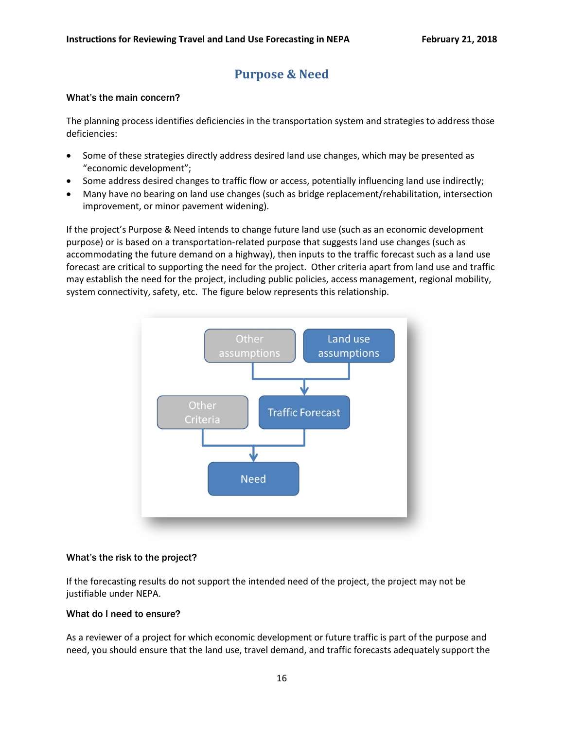## Purpose & Need

**What's the main concern?**

The planning process identifies deficiencies in the transportation system and strategies to address those deficiencies:

- Some of these strategies directly address desired land use changes, which may be presented as "economic development";
- Some address desired changes to traffic flow or access, potentially influencing land use indirectly;
- Many have no bearing on land use changes (such as bridge replacement/rehabilitation, intersection improvement, or minor pavement widening).

If the project's Purpose & Need intends to change future land use (such as an economic development purpose) or is based on a transportation-related purpose that suggests land use changes (such as accommodating the future demand on a highway), then inputs to the traffic forecast such as a land use forecast are critical to supporting the need for the project. Other criteria apart from land use and traffic may establish the need for the project, including public policies, access management, regional mobility, system connectivity, safety, etc. The figure below represents this relationship.

Other assumptions | Land use assumptions

Other Criteria | Traffic Forecast

Need

**What's the risk to the project?**

If the forecasting results do not support the intended need of the project, the project may not be justifiable under NEPA.

**What do I need to ensure?**

As a reviewer of a project for which economic development or future traffic is part of the purpose and need, you should ensure that the land use, travel demand, and traffic forecasts adequately support the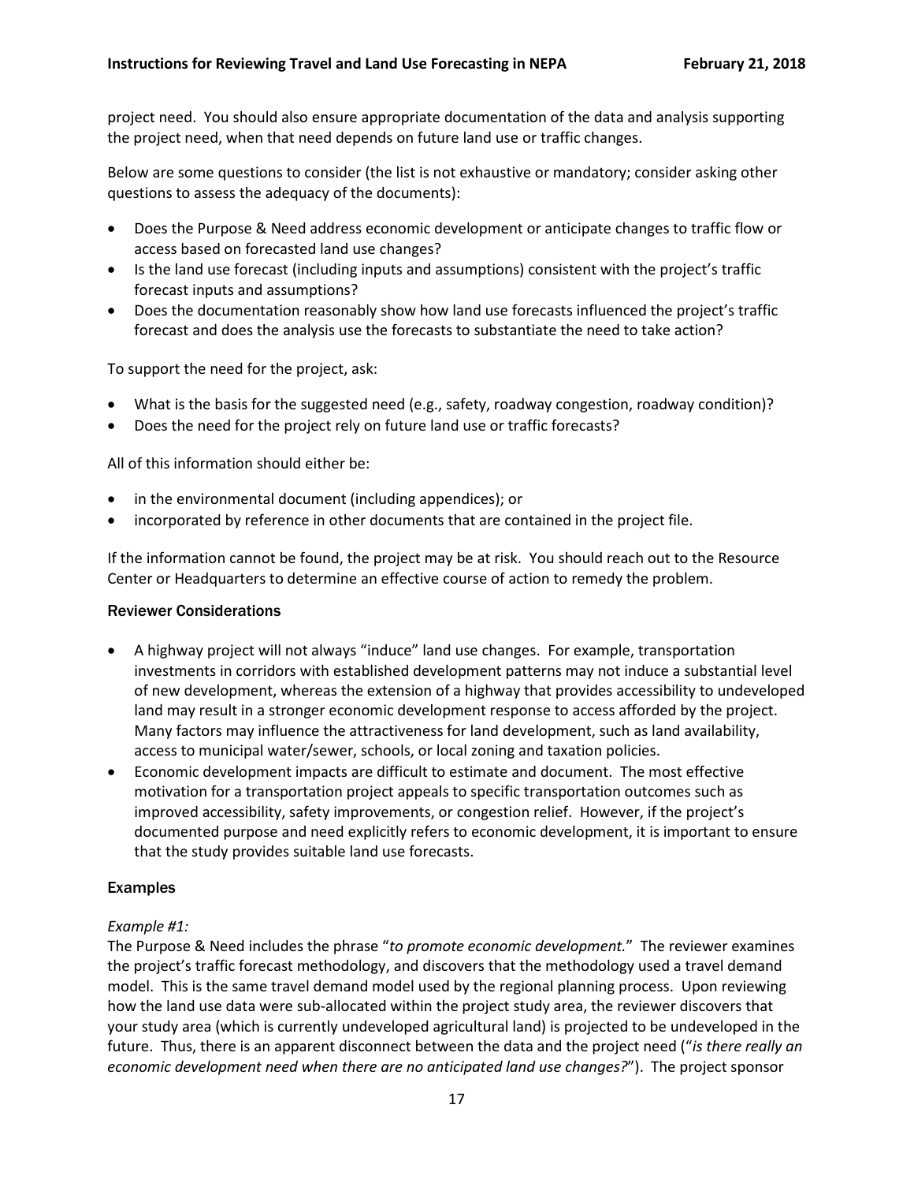project need. You should also ensure appropriate documentation of the data and analysis supporting the project need, when that need depends on future land use or traffic changes.

Below are some questions to consider (the list is not exhaustive or mandatory; consider asking other questions to assess the adequacy of the documents):

- Does the Purpose & Need address economic development or anticipate changes to traffic flow or access based on forecasted land use changes?
- Is the land use forecast (including inputs and assumptions) consistent with the project's traffic forecast inputs and assumptions?
- Does the documentation reasonably show how land use forecasts influenced the project's traffic forecast and does the analysis use the forecasts to substantiate the need to take action?

To support the need for the project, ask:

- What is the basis for the suggested need (e.g., safety, roadway congestion, roadway condition)?
- Does the need for the project rely on future land use or traffic forecasts?

All of this information should either be:

- in the environmental document (including appendices); or
- incorporated by reference in other documents that are contained in the project file.

If the information cannot be found, the project may be at risk. You should reach out to the Resource Center or Headquarters to determine an effective course of action to remedy the problem.

### Reviewer Considerations

- A highway project will not always "induce" land use changes. For example, transportation investments in corridors with established development patterns may not induce a substantial level of new development, whereas the extension of a highway that provides accessibility to undeveloped land may result in a stronger economic development response to access afforded by the project. Many factors may influence the attractiveness for land development, such as land availability, access to municipal water/sewer, schools, or local zoning and taxation policies.
- Economic development impacts are difficult to estimate and document. The most effective motivation for a transportation project appeals to specific transportation outcomes such as improved accessibility, safety improvements, or congestion relief. However, if the project's documented purpose and need explicitly refers to economic development, it is important to ensure that the study provides suitable land use forecasts.

### Examples

*Example #1:*
The Purpose & Need includes the phrase "*to promote economic development.*" The reviewer examines the project's traffic forecast methodology, and discovers that the methodology used a travel demand model. This is the same travel demand model used by the regional planning process. Upon reviewing how the land use data were sub-allocated within the project study area, the reviewer discovers that your study area (which is currently undeveloped agricultural land) is projected to be undeveloped in the future. Thus, there is an apparent disconnect between the data and the project need ("*is there really an economic development need when there are no anticipated land use changes?*"). The project sponsor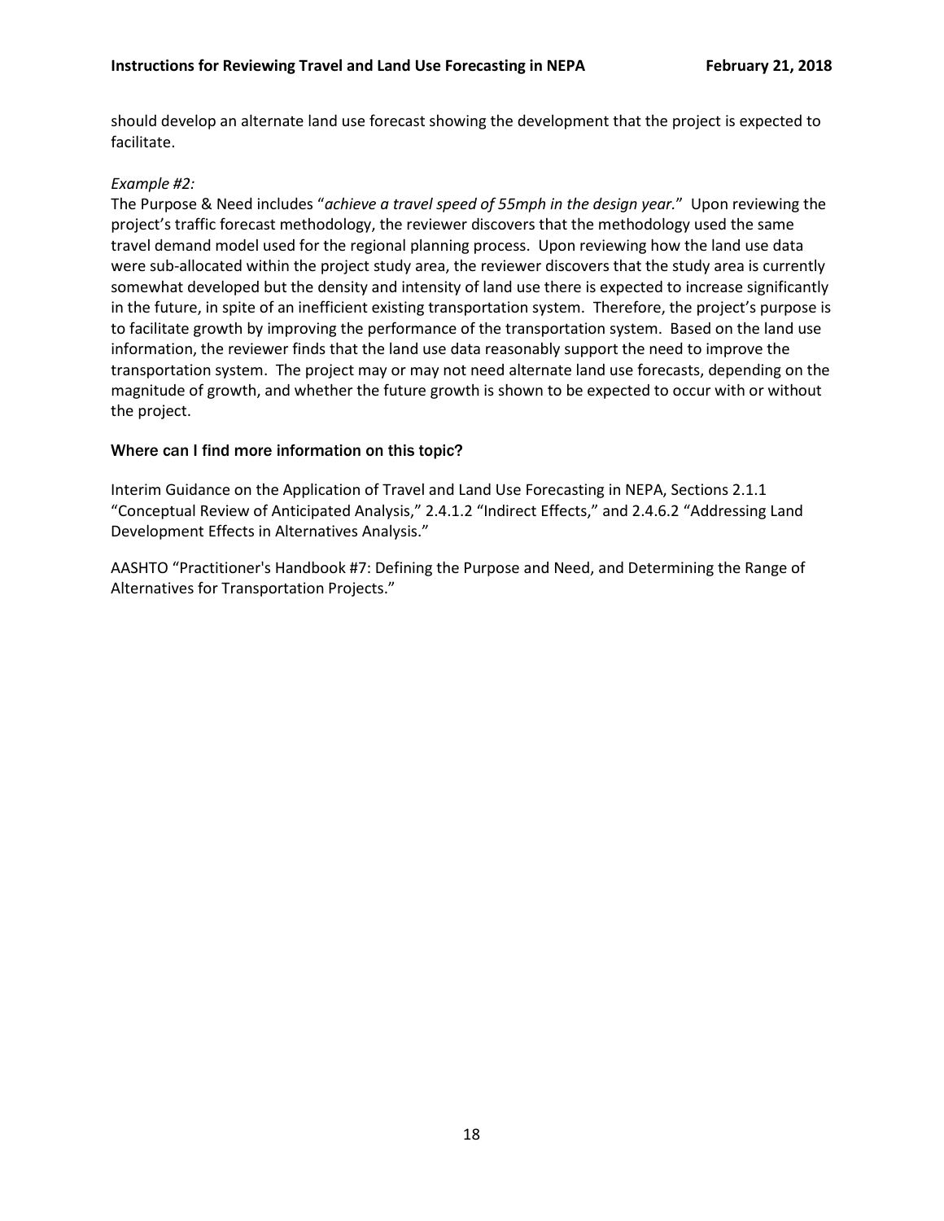should develop an alternate land use forecast showing the development that the project is expected to facilitate.

*Example #2:*

The Purpose & Need includes "*achieve a travel speed of 55mph in the design year.*" Upon reviewing the project's traffic forecast methodology, the reviewer discovers that the methodology used the same travel demand model used for the regional planning process. Upon reviewing how the land use data were sub-allocated within the project study area, the reviewer discovers that the study area is currently somewhat developed but the density and intensity of land use there is expected to increase significantly in the future, in spite of an inefficient existing transportation system. Therefore, the project's purpose is to facilitate growth by improving the performance of the transportation system. Based on the land use information, the reviewer finds that the land use data reasonably support the need to improve the transportation system. The project may or may not need alternate land use forecasts, depending on the magnitude of growth, and whether the future growth is shown to be expected to occur with or without the project.

### Where can I find more information on this topic?

Interim Guidance on the Application of Travel and Land Use Forecasting in NEPA, Sections 2.1.1 "Conceptual Review of Anticipated Analysis," 2.4.1.2 "Indirect Effects," and 2.4.6.2 "Addressing Land Development Effects in Alternatives Analysis."

AASHTO "Practitioner's Handbook #7: Defining the Purpose and Need, and Determining the Range of Alternatives for Transportation Projects."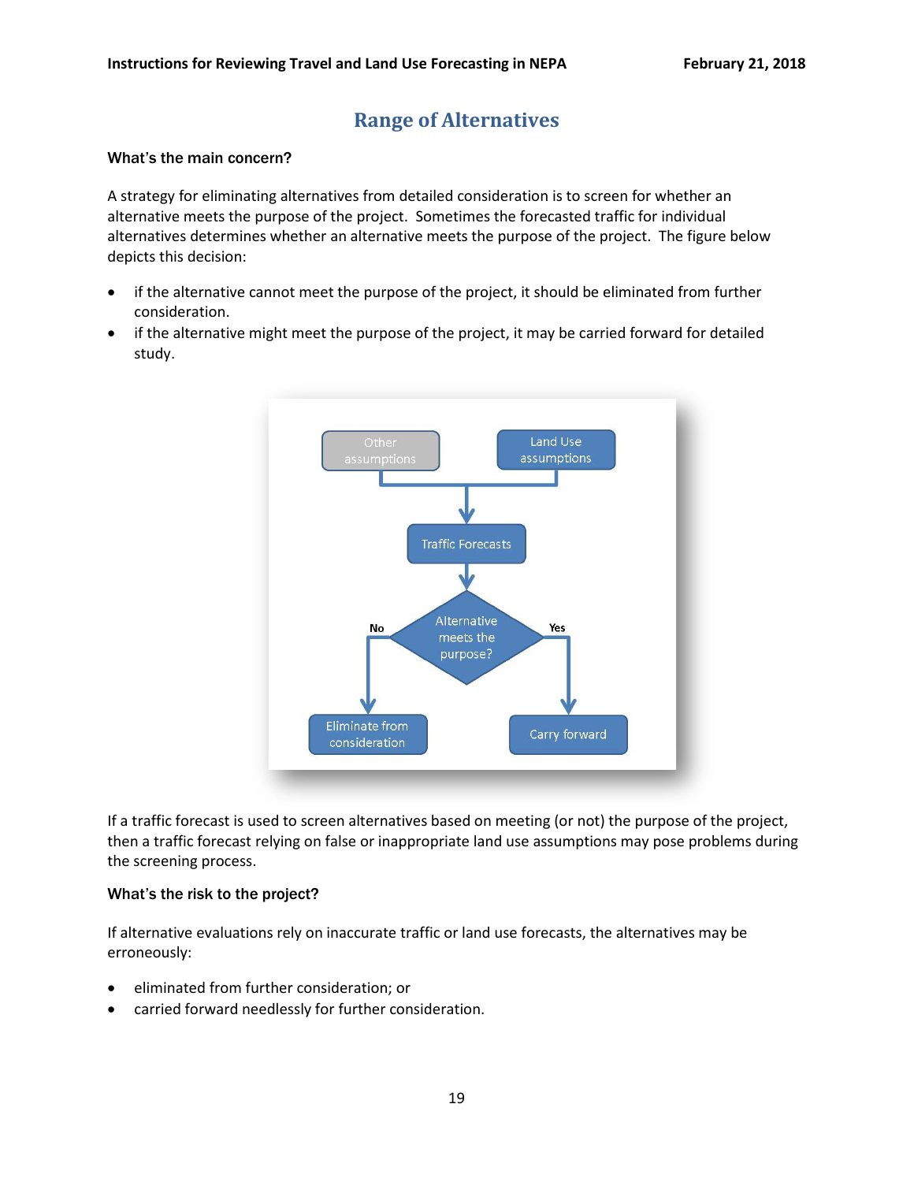# Range of Alternatives

### What's the main concern?

A strategy for eliminating alternatives from detailed consideration is to screen for whether an alternative meets the purpose of the project. Sometimes the forecasted traffic for individual alternatives determines whether an alternative meets the purpose of the project. The figure below depicts this decision:

- if the alternative cannot meet the purpose of the project, it should be eliminated from further consideration.
- if the alternative might meet the purpose of the project, it may be carried forward for detailed study.

If a traffic forecast is used to screen alternatives based on meeting (or not) the purpose of the project, then a traffic forecast relying on false or inappropriate land use assumptions may pose problems during the screening process.

### What's the risk to the project?

If alternative evaluations rely on inaccurate traffic or land use forecasts, the alternatives may be erroneously:

- eliminated from further consideration; or
- carried forward needlessly for further consideration.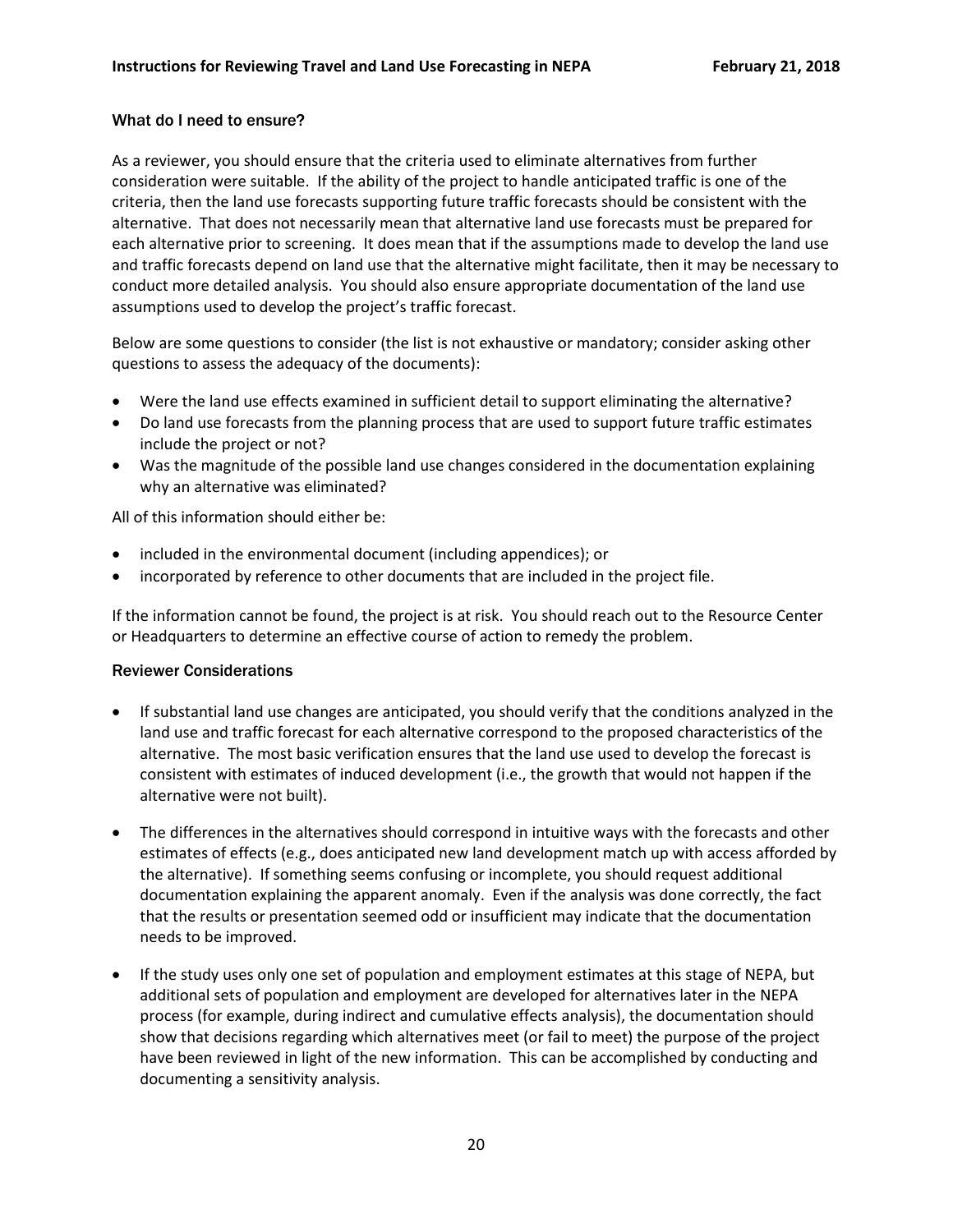### What do I need to ensure?

As a reviewer, you should ensure that the criteria used to eliminate alternatives from further consideration were suitable. If the ability of the project to handle anticipated traffic is one of the criteria, then the land use forecasts supporting future traffic forecasts should be consistent with the alternative. That does not necessarily mean that alternative land use forecasts must be prepared for each alternative prior to screening. It does mean that if the assumptions made to develop the land use and traffic forecasts depend on land use that the alternative might facilitate, then it may be necessary to conduct more detailed analysis. You should also ensure appropriate documentation of the land use assumptions used to develop the project's traffic forecast.

Below are some questions to consider (the list is not exhaustive or mandatory; consider asking other questions to assess the adequacy of the documents):

- Were the land use effects examined in sufficient detail to support eliminating the alternative?
- Do land use forecasts from the planning process that are used to support future traffic estimates include the project or not?
- Was the magnitude of the possible land use changes considered in the documentation explaining why an alternative was eliminated?

All of this information should either be:

- included in the environmental document (including appendices); or
- incorporated by reference to other documents that are included in the project file.

If the information cannot be found, the project is at risk. You should reach out to the Resource Center or Headquarters to determine an effective course of action to remedy the problem.

### Reviewer Considerations

- If substantial land use changes are anticipated, you should verify that the conditions analyzed in the land use and traffic forecast for each alternative correspond to the proposed characteristics of the alternative. The most basic verification ensures that the land use used to develop the forecast is consistent with estimates of induced development (i.e., the growth that would not happen if the alternative were not built).

- The differences in the alternatives should correspond in intuitive ways with the forecasts and other estimates of effects (e.g., does anticipated new land development match up with access afforded by the alternative). If something seems confusing or incomplete, you should request additional documentation explaining the apparent anomaly. Even if the analysis was done correctly, the fact that the results or presentation seemed odd or insufficient may indicate that the documentation needs to be improved.

- If the study uses only one set of population and employment estimates at this stage of NEPA, but additional sets of population and employment are developed for alternatives later in the NEPA process (for example, during indirect and cumulative effects analysis), the documentation should show that decisions regarding which alternatives meet (or fail to meet) the purpose of the project have been reviewed in light of the new information. This can be accomplished by conducting and documenting a sensitivity analysis.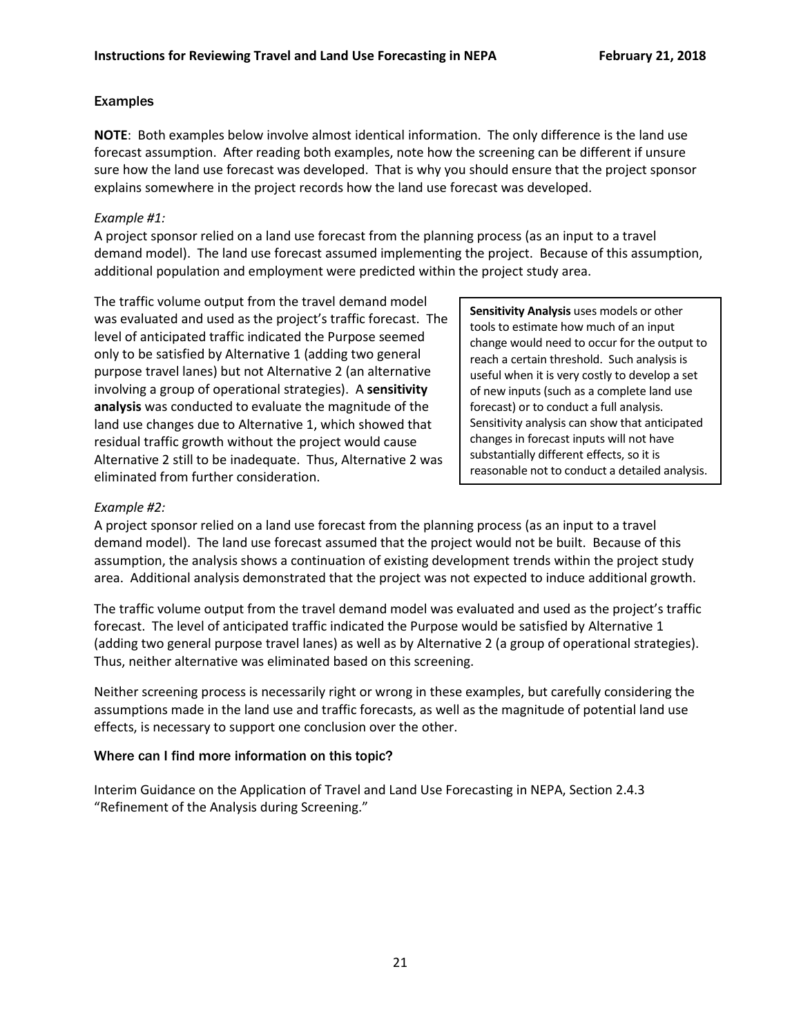### Examples

**NOTE**: Both examples below involve almost identical information. The only difference is the land use forecast assumption. After reading both examples, note how the screening can be different if unsure sure how the land use forecast was developed. That is why you should ensure that the project sponsor explains somewhere in the project records how the land use forecast was developed.

*Example #1:*

A project sponsor relied on a land use forecast from the planning process (as an input to a travel demand model). The land use forecast assumed implementing the project. Because of this assumption, additional population and employment were predicted within the project study area.

The traffic volume output from the travel demand model was evaluated and used as the project's traffic forecast. The level of anticipated traffic indicated the Purpose seemed only to be satisfied by Alternative 1 (adding two general purpose travel lanes) but not Alternative 2 (an alternative involving a group of operational strategies). A **sensitivity analysis** was conducted to evaluate the magnitude of the land use changes due to Alternative 1, which showed that residual traffic growth without the project would cause Alternative 2 still to be inadequate. Thus, Alternative 2 was eliminated from further consideration.

> **Sensitivity Analysis** uses models or other tools to estimate how much of an input change would need to occur for the output to reach a certain threshold. Such analysis is useful when it is very costly to develop a set of new inputs (such as a complete land use forecast) or to conduct a full analysis. Sensitivity analysis can show that anticipated changes in forecast inputs will not have substantially different effects, so it is reasonable not to conduct a detailed analysis.

*Example #2:*

A project sponsor relied on a land use forecast from the planning process (as an input to a travel demand model). The land use forecast assumed that the project would not be built. Because of this assumption, the analysis shows a continuation of existing development trends within the project study area. Additional analysis demonstrated that the project was not expected to induce additional growth.

The traffic volume output from the travel demand model was evaluated and used as the project's traffic forecast. The level of anticipated traffic indicated the Purpose would be satisfied by Alternative 1 (adding two general purpose travel lanes) as well as by Alternative 2 (a group of operational strategies). Thus, neither alternative was eliminated based on this screening.

Neither screening process is necessarily right or wrong in these examples, but carefully considering the assumptions made in the land use and traffic forecasts, as well as the magnitude of potential land use effects, is necessary to support one conclusion over the other.

### Where can I find more information on this topic?

Interim Guidance on the Application of Travel and Land Use Forecasting in NEPA, Section 2.4.3 "Refinement of the Analysis during Screening."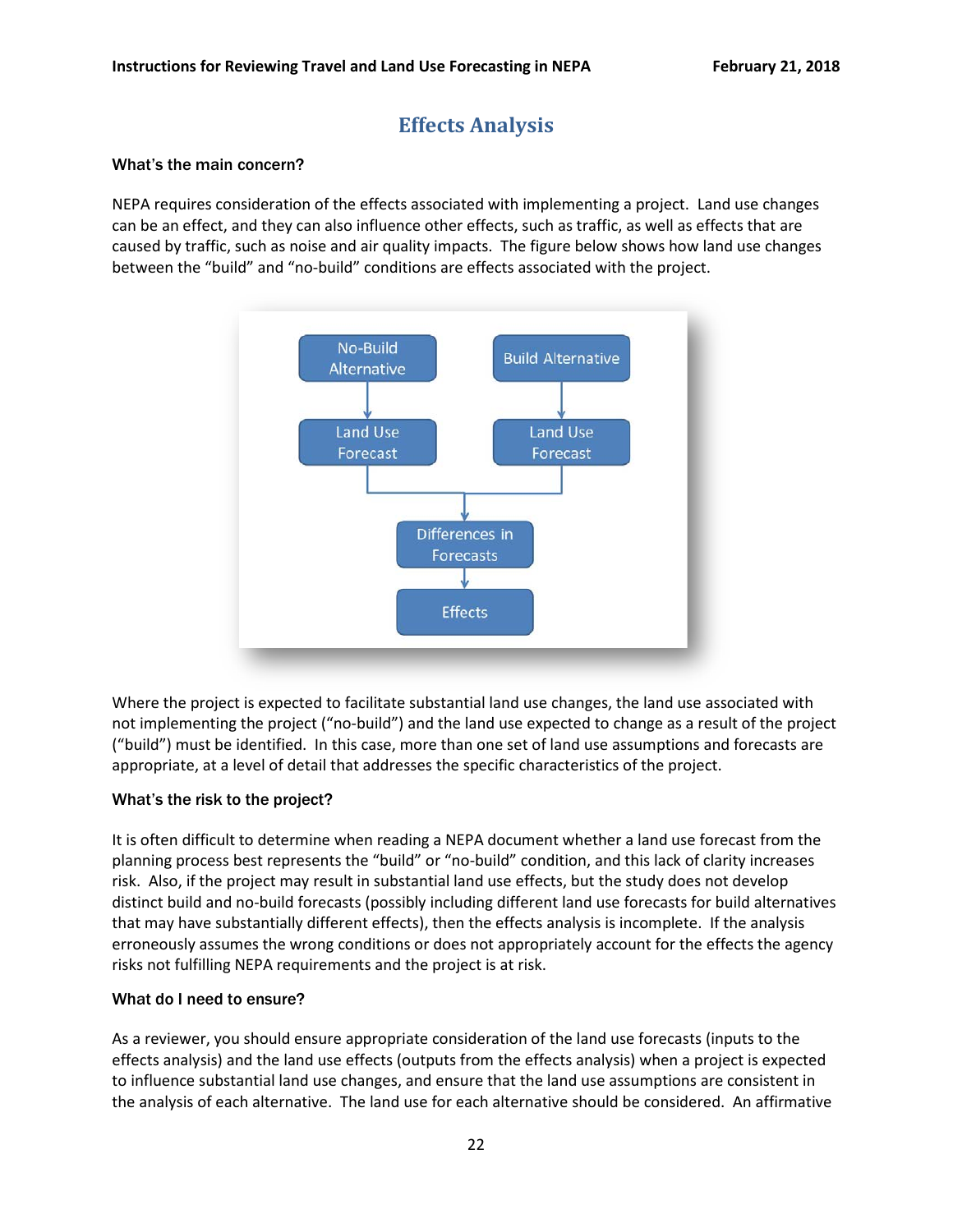# Effects Analysis

### What's the main concern?

NEPA requires consideration of the effects associated with implementing a project. Land use changes can be an effect, and they can also influence other effects, such as traffic, as well as effects that are caused by traffic, such as noise and air quality impacts. The figure below shows how land use changes between the "build" and "no-build" conditions are effects associated with the project.

Where the project is expected to facilitate substantial land use changes, the land use associated with not implementing the project ("no-build") and the land use expected to change as a result of the project ("build") must be identified. In this case, more than one set of land use assumptions and forecasts are appropriate, at a level of detail that addresses the specific characteristics of the project.

### What's the risk to the project?

It is often difficult to determine when reading a NEPA document whether a land use forecast from the planning process best represents the "build" or "no-build" condition, and this lack of clarity increases risk. Also, if the project may result in substantial land use effects, but the study does not develop distinct build and no-build forecasts (possibly including different land use forecasts for build alternatives that may have substantially different effects), then the effects analysis is incomplete. If the analysis erroneously assumes the wrong conditions or does not appropriately account for the effects the agency risks not fulfilling NEPA requirements and the project is at risk.

### What do I need to ensure?

As a reviewer, you should ensure appropriate consideration of the land use forecasts (inputs to the effects analysis) and the land use effects (outputs from the effects analysis) when a project is expected to influence substantial land use changes, and ensure that the land use assumptions are consistent in the analysis of each alternative. The land use for each alternative should be considered. An affirmative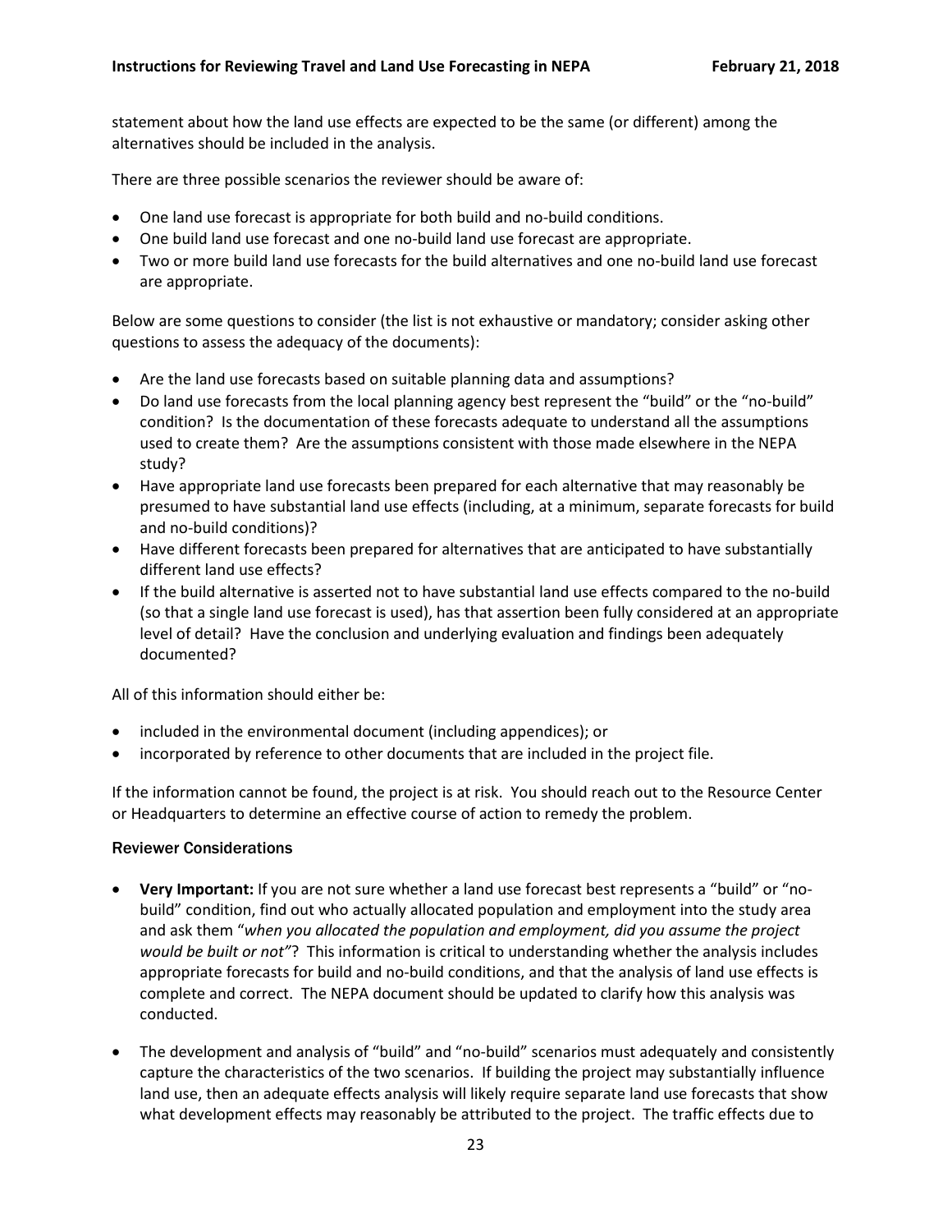statement about how the land use effects are expected to be the same (or different) among the alternatives should be included in the analysis.

There are three possible scenarios the reviewer should be aware of:

- One land use forecast is appropriate for both build and no-build conditions.
- One build land use forecast and one no-build land use forecast are appropriate.
- Two or more build land use forecasts for the build alternatives and one no-build land use forecast are appropriate.

Below are some questions to consider (the list is not exhaustive or mandatory; consider asking other questions to assess the adequacy of the documents):

- Are the land use forecasts based on suitable planning data and assumptions?
- Do land use forecasts from the local planning agency best represent the "build" or the "no-build" condition? Is the documentation of these forecasts adequate to understand all the assumptions used to create them? Are the assumptions consistent with those made elsewhere in the NEPA study?
- Have appropriate land use forecasts been prepared for each alternative that may reasonably be presumed to have substantial land use effects (including, at a minimum, separate forecasts for build and no-build conditions)?
- Have different forecasts been prepared for alternatives that are anticipated to have substantially different land use effects?
- If the build alternative is asserted not to have substantial land use effects compared to the no-build (so that a single land use forecast is used), has that assertion been fully considered at an appropriate level of detail? Have the conclusion and underlying evaluation and findings been adequately documented?

All of this information should either be:

- included in the environmental document (including appendices); or
- incorporated by reference to other documents that are included in the project file.

If the information cannot be found, the project is at risk. You should reach out to the Resource Center or Headquarters to determine an effective course of action to remedy the problem.

### Reviewer Considerations

- **Very Important:** If you are not sure whether a land use forecast best represents a "build" or "no-build" condition, find out who actually allocated population and employment into the study area and ask them "*when you allocated the population and employment, did you assume the project would be built or not"*? This information is critical to understanding whether the analysis includes appropriate forecasts for build and no-build conditions, and that the analysis of land use effects is complete and correct. The NEPA document should be updated to clarify how this analysis was conducted.

- The development and analysis of "build" and "no-build" scenarios must adequately and consistently capture the characteristics of the two scenarios. If building the project may substantially influence land use, then an adequate effects analysis will likely require separate land use forecasts that show what development effects may reasonably be attributed to the project. The traffic effects due to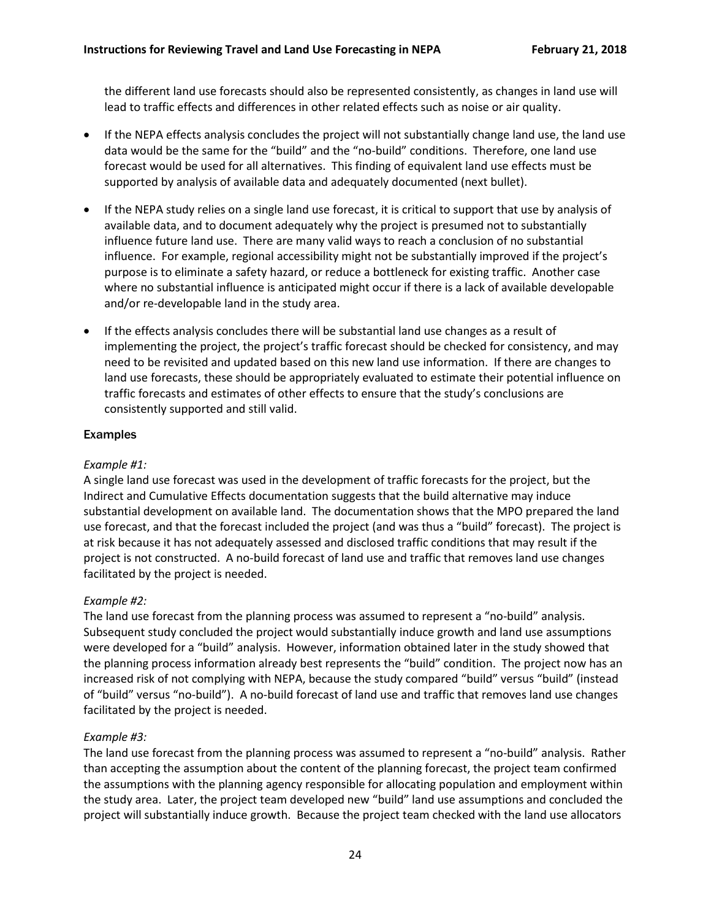the different land use forecasts should also be represented consistently, as changes in land use will lead to traffic effects and differences in other related effects such as noise or air quality.

- If the NEPA effects analysis concludes the project will not substantially change land use, the land use data would be the same for the "build" and the "no-build" conditions. Therefore, one land use forecast would be used for all alternatives. This finding of equivalent land use effects must be supported by analysis of available data and adequately documented (next bullet).
- If the NEPA study relies on a single land use forecast, it is critical to support that use by analysis of available data, and to document adequately why the project is presumed not to substantially influence future land use. There are many valid ways to reach a conclusion of no substantial influence. For example, regional accessibility might not be substantially improved if the project's purpose is to eliminate a safety hazard, or reduce a bottleneck for existing traffic. Another case where no substantial influence is anticipated might occur if there is a lack of available developable and/or re-developable land in the study area.
- If the effects analysis concludes there will be substantial land use changes as a result of implementing the project, the project's traffic forecast should be checked for consistency, and may need to be revisited and updated based on this new land use information. If there are changes to land use forecasts, these should be appropriately evaluated to estimate their potential influence on traffic forecasts and estimates of other effects to ensure that the study's conclusions are consistently supported and still valid.

### Examples

*Example #1:*
A single land use forecast was used in the development of traffic forecasts for the project, but the Indirect and Cumulative Effects documentation suggests that the build alternative may induce substantial development on available land. The documentation shows that the MPO prepared the land use forecast, and that the forecast included the project (and was thus a "build" forecast). The project is at risk because it has not adequately assessed and disclosed traffic conditions that may result if the project is not constructed. A no-build forecast of land use and traffic that removes land use changes facilitated by the project is needed.

*Example #2:*
The land use forecast from the planning process was assumed to represent a "no-build" analysis. Subsequent study concluded the project would substantially induce growth and land use assumptions were developed for a "build" analysis. However, information obtained later in the study showed that the planning process information already best represents the "build" condition. The project now has an increased risk of not complying with NEPA, because the study compared "build" versus "build" (instead of "build" versus "no-build"). A no-build forecast of land use and traffic that removes land use changes facilitated by the project is needed.

*Example #3:*
The land use forecast from the planning process was assumed to represent a "no-build" analysis. Rather than accepting the assumption about the content of the planning forecast, the project team confirmed the assumptions with the planning agency responsible for allocating population and employment within the study area. Later, the project team developed new "build" land use assumptions and concluded the project will substantially induce growth. Because the project team checked with the land use allocators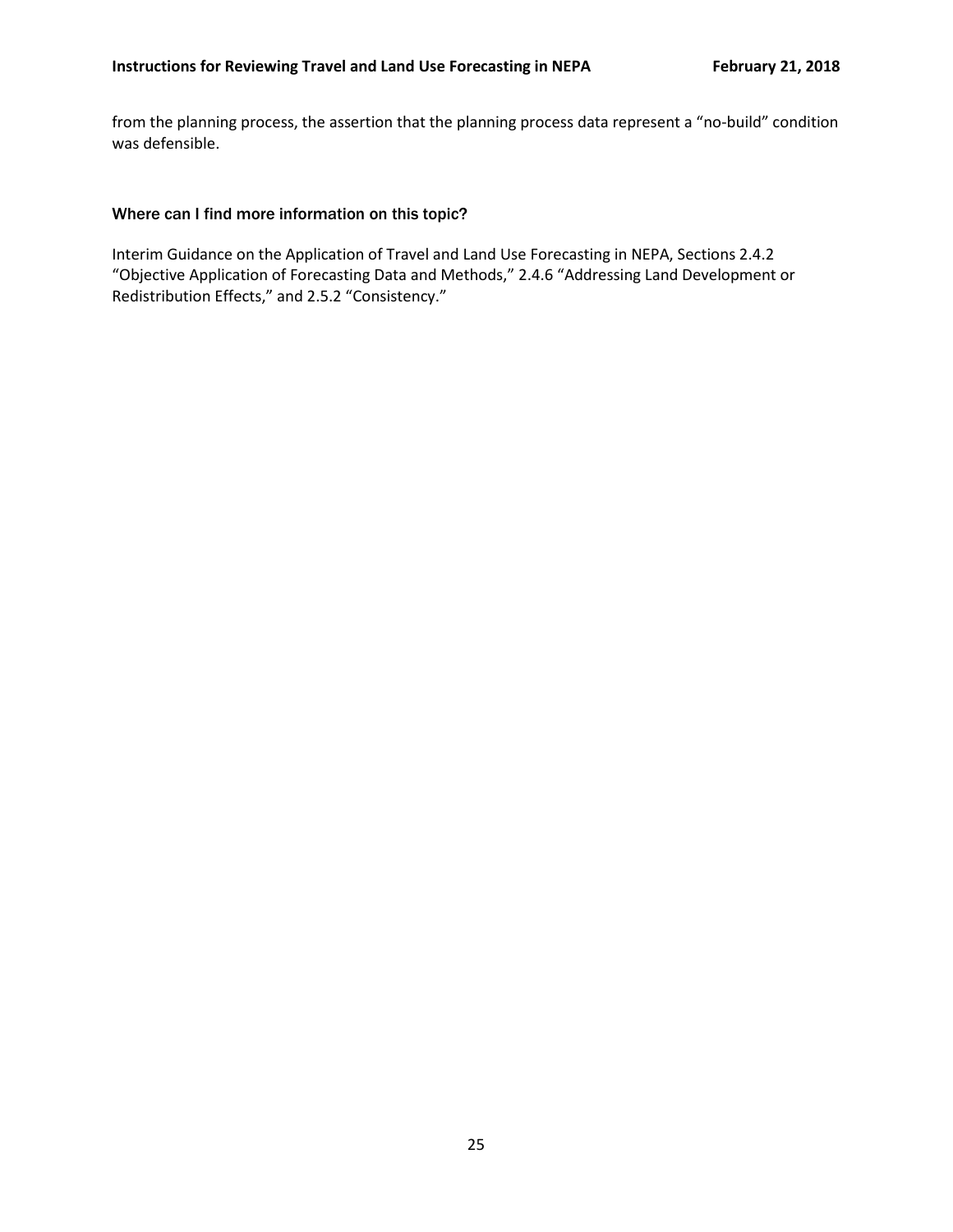from the planning process, the assertion that the planning process data represent a “no-build” condition was defensible.

### Where can I find more information on this topic?

Interim Guidance on the Application of Travel and Land Use Forecasting in NEPA, Sections 2.4.2 “Objective Application of Forecasting Data and Methods,” 2.4.6 “Addressing Land Development or Redistribution Effects,” and 2.5.2 “Consistency.”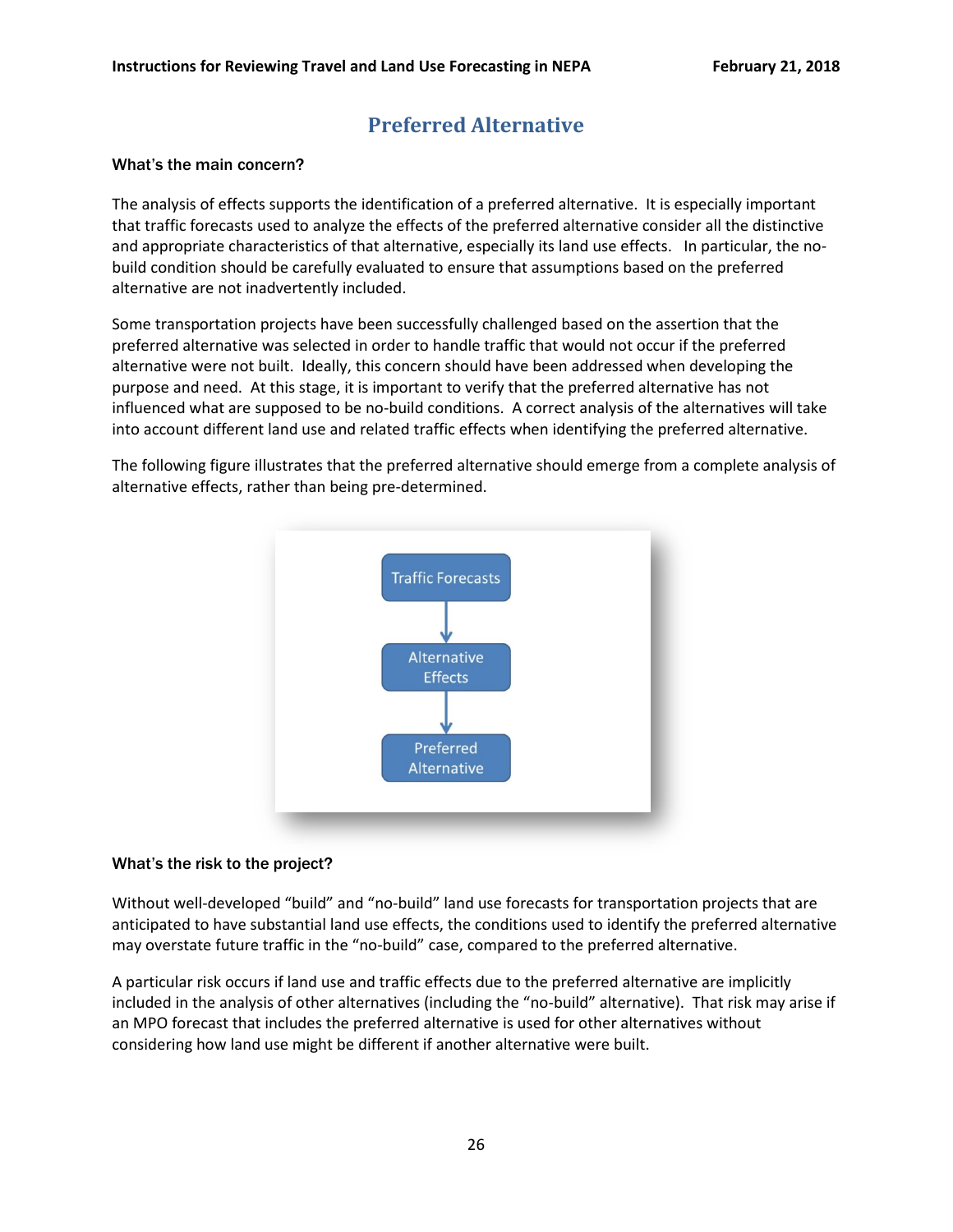# Preferred Alternative

### What's the main concern?

The analysis of effects supports the identification of a preferred alternative. It is especially important that traffic forecasts used to analyze the effects of the preferred alternative consider all the distinctive and appropriate characteristics of that alternative, especially its land use effects. In particular, the no-build condition should be carefully evaluated to ensure that assumptions based on the preferred alternative are not inadvertently included.

Some transportation projects have been successfully challenged based on the assertion that the preferred alternative was selected in order to handle traffic that would not occur if the preferred alternative were not built. Ideally, this concern should have been addressed when developing the purpose and need. At this stage, it is important to verify that the preferred alternative has not influenced what are supposed to be no-build conditions. A correct analysis of the alternatives will take into account different land use and related traffic effects when identifying the preferred alternative.

The following figure illustrates that the preferred alternative should emerge from a complete analysis of alternative effects, rather than being pre-determined.

Traffic Forecasts → Alternative Effects → Preferred Alternative

### What's the risk to the project?

Without well-developed "build" and "no-build" land use forecasts for transportation projects that are anticipated to have substantial land use effects, the conditions used to identify the preferred alternative may overstate future traffic in the "no-build" case, compared to the preferred alternative.

A particular risk occurs if land use and traffic effects due to the preferred alternative are implicitly included in the analysis of other alternatives (including the "no-build" alternative). That risk may arise if an MPO forecast that includes the preferred alternative is used for other alternatives without considering how land use might be different if another alternative were built.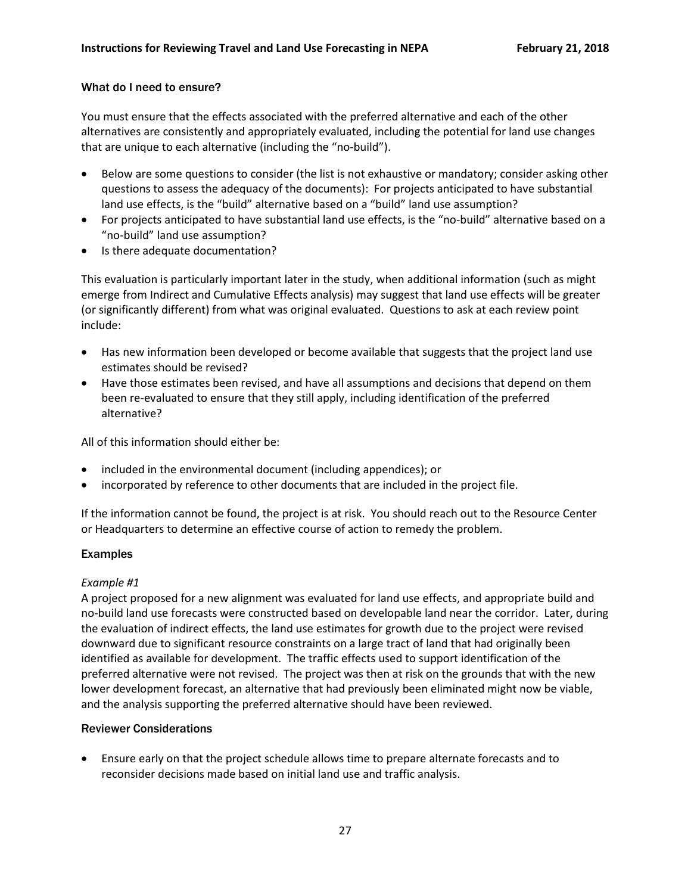### What do I need to ensure?

You must ensure that the effects associated with the preferred alternative and each of the other alternatives are consistently and appropriately evaluated, including the potential for land use changes that are unique to each alternative (including the "no-build").

- Below are some questions to consider (the list is not exhaustive or mandatory; consider asking other questions to assess the adequacy of the documents): For projects anticipated to have substantial land use effects, is the "build" alternative based on a "build" land use assumption?
- For projects anticipated to have substantial land use effects, is the "no-build" alternative based on a "no-build" land use assumption?
- Is there adequate documentation?

This evaluation is particularly important later in the study, when additional information (such as might emerge from Indirect and Cumulative Effects analysis) may suggest that land use effects will be greater (or significantly different) from what was original evaluated. Questions to ask at each review point include:

- Has new information been developed or become available that suggests that the project land use estimates should be revised?
- Have those estimates been revised, and have all assumptions and decisions that depend on them been re-evaluated to ensure that they still apply, including identification of the preferred alternative?

All of this information should either be:

- included in the environmental document (including appendices); or
- incorporated by reference to other documents that are included in the project file.

If the information cannot be found, the project is at risk. You should reach out to the Resource Center or Headquarters to determine an effective course of action to remedy the problem.

### Examples

*Example #1*

A project proposed for a new alignment was evaluated for land use effects, and appropriate build and no-build land use forecasts were constructed based on developable land near the corridor. Later, during the evaluation of indirect effects, the land use estimates for growth due to the project were revised downward due to significant resource constraints on a large tract of land that had originally been identified as available for development. The traffic effects used to support identification of the preferred alternative were not revised. The project was then at risk on the grounds that with the new lower development forecast, an alternative that had previously been eliminated might now be viable, and the analysis supporting the preferred alternative should have been reviewed.

### Reviewer Considerations

- Ensure early on that the project schedule allows time to prepare alternate forecasts and to reconsider decisions made based on initial land use and traffic analysis.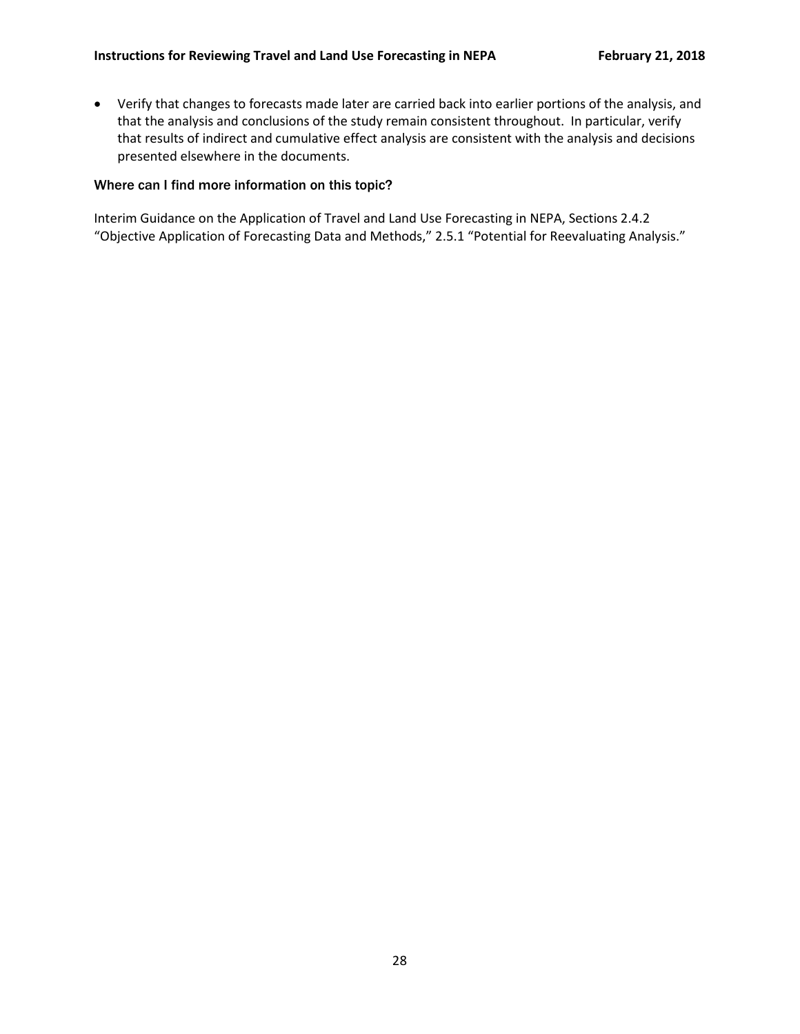- Verify that changes to forecasts made later are carried back into earlier portions of the analysis, and that the analysis and conclusions of the study remain consistent throughout. In particular, verify that results of indirect and cumulative effect analysis are consistent with the analysis and decisions presented elsewhere in the documents.

### Where can I find more information on this topic?

Interim Guidance on the Application of Travel and Land Use Forecasting in NEPA, Sections 2.4.2 "Objective Application of Forecasting Data and Methods," 2.5.1 "Potential for Reevaluating Analysis."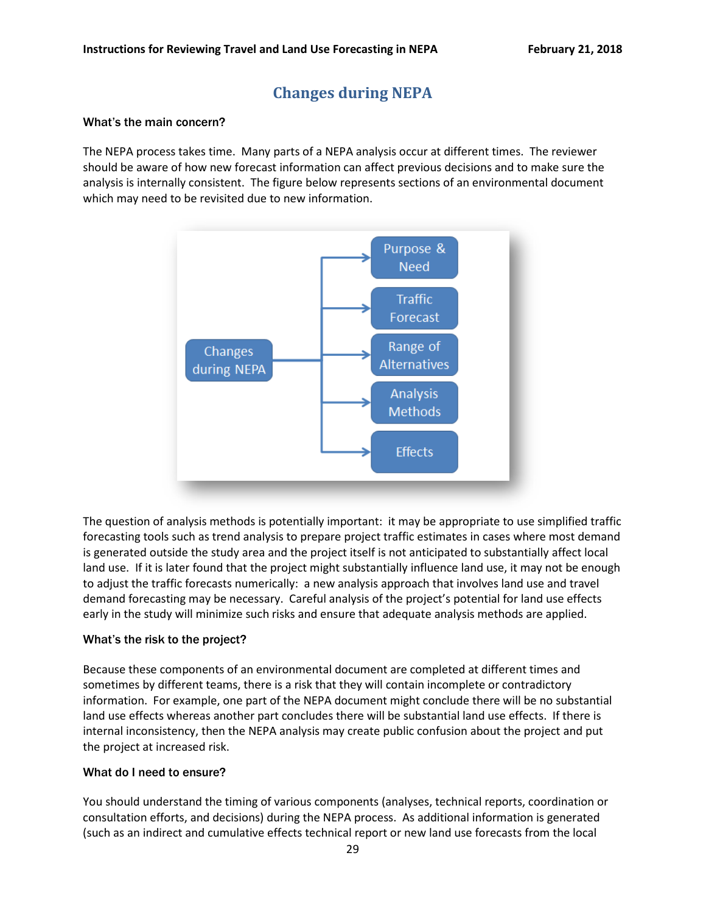## Changes during NEPA

### What's the main concern?

The NEPA process takes time. Many parts of a NEPA analysis occur at different times. The reviewer should be aware of how new forecast information can affect previous decisions and to make sure the analysis is internally consistent. The figure below represents sections of an environmental document which may need to be revisited due to new information.

Changes during NEPA → Purpose & Need; Traffic Forecast; Range of Alternatives; Analysis Methods; Effects

The question of analysis methods is potentially important: it may be appropriate to use simplified traffic forecasting tools such as trend analysis to prepare project traffic estimates in cases where most demand is generated outside the study area and the project itself is not anticipated to substantially affect local land use. If it is later found that the project might substantially influence land use, it may not be enough to adjust the traffic forecasts numerically: a new analysis approach that involves land use and travel demand forecasting may be necessary. Careful analysis of the project's potential for land use effects early in the study will minimize such risks and ensure that adequate analysis methods are applied.

### What's the risk to the project?

Because these components of an environmental document are completed at different times and sometimes by different teams, there is a risk that they will contain incomplete or contradictory information. For example, one part of the NEPA document might conclude there will be no substantial land use effects whereas another part concludes there will be substantial land use effects. If there is internal inconsistency, then the NEPA analysis may create public confusion about the project and put the project at increased risk.

### What do I need to ensure?

You should understand the timing of various components (analyses, technical reports, coordination or consultation efforts, and decisions) during the NEPA process. As additional information is generated (such as an indirect and cumulative effects technical report or new land use forecasts from the local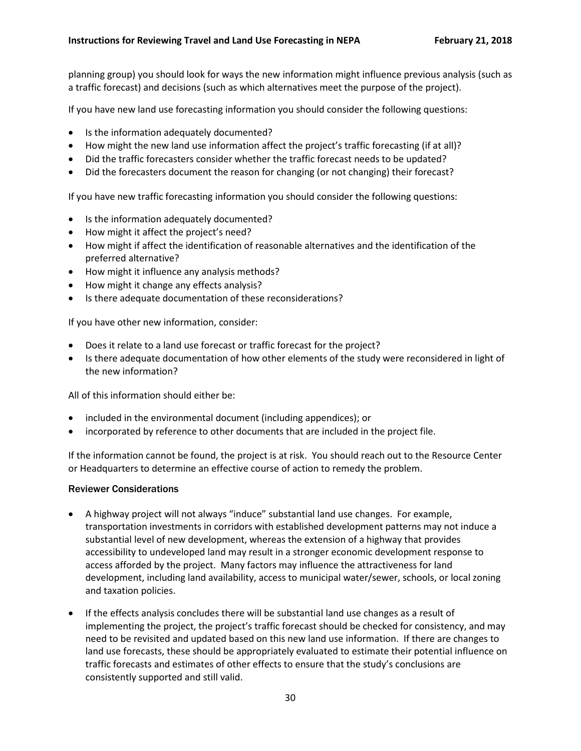planning group) you should look for ways the new information might influence previous analysis (such as a traffic forecast) and decisions (such as which alternatives meet the purpose of the project).

If you have new land use forecasting information you should consider the following questions:

- Is the information adequately documented?
- How might the new land use information affect the project's traffic forecasting (if at all)?
- Did the traffic forecasters consider whether the traffic forecast needs to be updated?
- Did the forecasters document the reason for changing (or not changing) their forecast?

If you have new traffic forecasting information you should consider the following questions:

- Is the information adequately documented?
- How might it affect the project's need?
- How might if affect the identification of reasonable alternatives and the identification of the preferred alternative?
- How might it influence any analysis methods?
- How might it change any effects analysis?
- Is there adequate documentation of these reconsiderations?

If you have other new information, consider:

- Does it relate to a land use forecast or traffic forecast for the project?
- Is there adequate documentation of how other elements of the study were reconsidered in light of the new information?

All of this information should either be:

- included in the environmental document (including appendices); or
- incorporated by reference to other documents that are included in the project file.

If the information cannot be found, the project is at risk. You should reach out to the Resource Center or Headquarters to determine an effective course of action to remedy the problem.

#### Reviewer Considerations

- A highway project will not always "induce" substantial land use changes. For example, transportation investments in corridors with established development patterns may not induce a substantial level of new development, whereas the extension of a highway that provides accessibility to undeveloped land may result in a stronger economic development response to access afforded by the project. Many factors may influence the attractiveness for land development, including land availability, access to municipal water/sewer, schools, or local zoning and taxation policies.
- If the effects analysis concludes there will be substantial land use changes as a result of implementing the project, the project's traffic forecast should be checked for consistency, and may need to be revisited and updated based on this new land use information. If there are changes to land use forecasts, these should be appropriately evaluated to estimate their potential influence on traffic forecasts and estimates of other effects to ensure that the study's conclusions are consistently supported and still valid.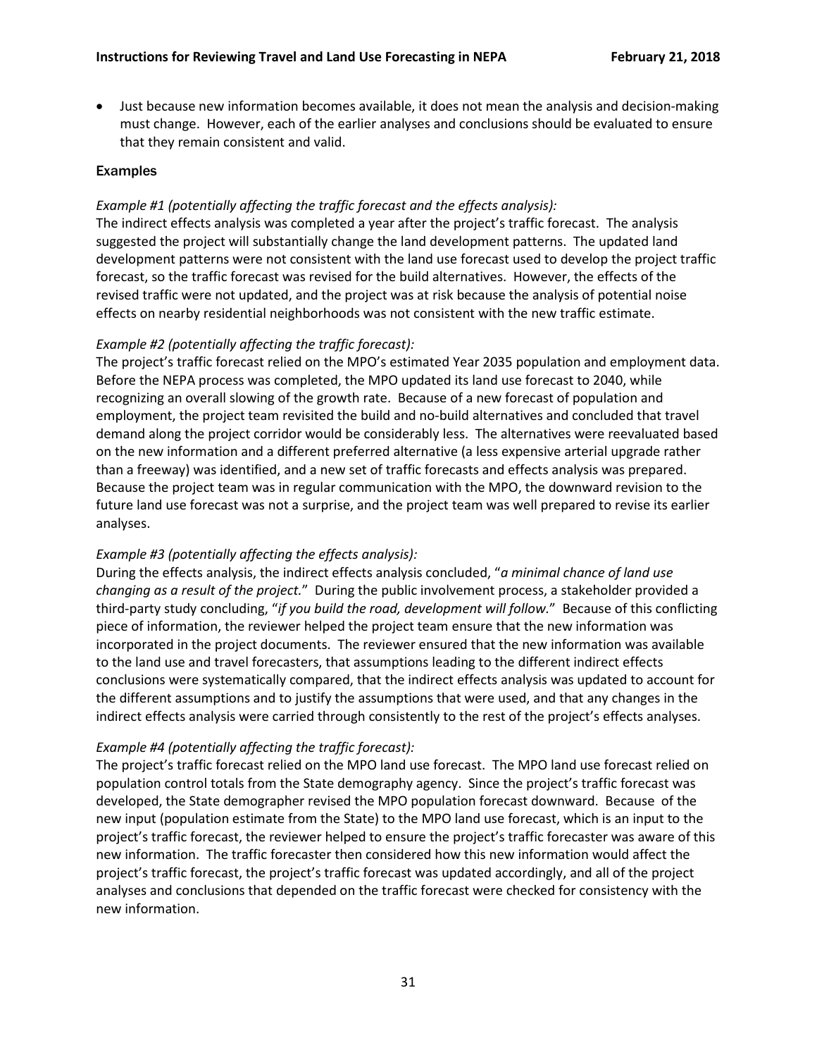- Just because new information becomes available, it does not mean the analysis and decision-making must change. However, each of the earlier analyses and conclusions should be evaluated to ensure that they remain consistent and valid.

### Examples

*Example #1 (potentially affecting the traffic forecast and the effects analysis):*
The indirect effects analysis was completed a year after the project's traffic forecast. The analysis suggested the project will substantially change the land development patterns. The updated land development patterns were not consistent with the land use forecast used to develop the project traffic forecast, so the traffic forecast was revised for the build alternatives. However, the effects of the revised traffic were not updated, and the project was at risk because the analysis of potential noise effects on nearby residential neighborhoods was not consistent with the new traffic estimate.

*Example #2 (potentially affecting the traffic forecast):*
The project's traffic forecast relied on the MPO's estimated Year 2035 population and employment data. Before the NEPA process was completed, the MPO updated its land use forecast to 2040, while recognizing an overall slowing of the growth rate. Because of a new forecast of population and employment, the project team revisited the build and no-build alternatives and concluded that travel demand along the project corridor would be considerably less. The alternatives were reevaluated based on the new information and a different preferred alternative (a less expensive arterial upgrade rather than a freeway) was identified, and a new set of traffic forecasts and effects analysis was prepared. Because the project team was in regular communication with the MPO, the downward revision to the future land use forecast was not a surprise, and the project team was well prepared to revise its earlier analyses.

*Example #3 (potentially affecting the effects analysis):*
During the effects analysis, the indirect effects analysis concluded, "*a minimal chance of land use changing as a result of the project.*" During the public involvement process, a stakeholder provided a third-party study concluding, "*if you build the road, development will follow*." Because of this conflicting piece of information, the reviewer helped the project team ensure that the new information was incorporated in the project documents. The reviewer ensured that the new information was available to the land use and travel forecasters, that assumptions leading to the different indirect effects conclusions were systematically compared, that the indirect effects analysis was updated to account for the different assumptions and to justify the assumptions that were used, and that any changes in the indirect effects analysis were carried through consistently to the rest of the project's effects analyses.

*Example #4 (potentially affecting the traffic forecast):*
The project's traffic forecast relied on the MPO land use forecast. The MPO land use forecast relied on population control totals from the State demography agency. Since the project's traffic forecast was developed, the State demographer revised the MPO population forecast downward. Because of the new input (population estimate from the State) to the MPO land use forecast, which is an input to the project's traffic forecast, the reviewer helped to ensure the project's traffic forecaster was aware of this new information. The traffic forecaster then considered how this new information would affect the project's traffic forecast, the project's traffic forecast was updated accordingly, and all of the project analyses and conclusions that depended on the traffic forecast were checked for consistency with the new information.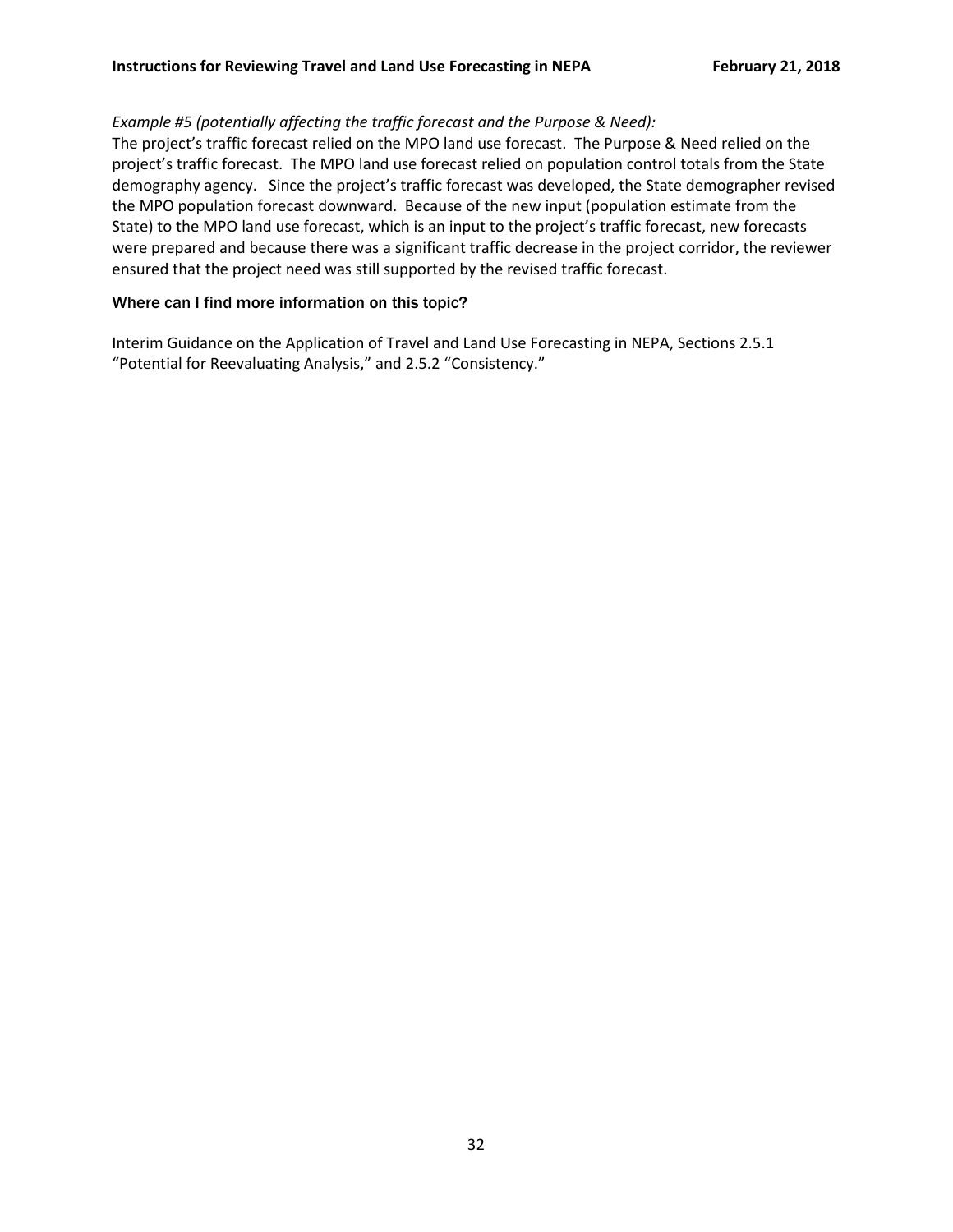*Example #5 (potentially affecting the traffic forecast and the Purpose & Need):*

The project's traffic forecast relied on the MPO land use forecast. The Purpose & Need relied on the project's traffic forecast. The MPO land use forecast relied on population control totals from the State demography agency. Since the project's traffic forecast was developed, the State demographer revised the MPO population forecast downward. Because of the new input (population estimate from the State) to the MPO land use forecast, which is an input to the project's traffic forecast, new forecasts were prepared and because there was a significant traffic decrease in the project corridor, the reviewer ensured that the project need was still supported by the revised traffic forecast.

### Where can I find more information on this topic?

Interim Guidance on the Application of Travel and Land Use Forecasting in NEPA, Sections 2.5.1 "Potential for Reevaluating Analysis," and 2.5.2 "Consistency."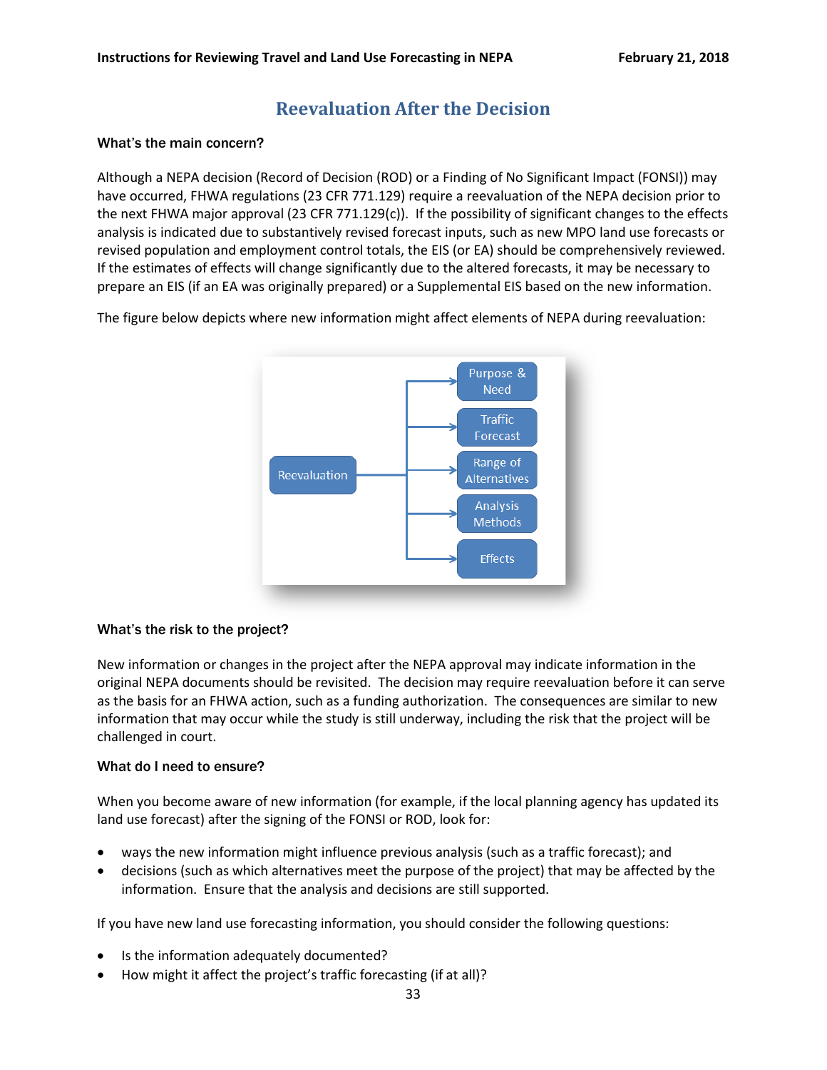# Reevaluation After the Decision

### What's the main concern?

Although a NEPA decision (Record of Decision (ROD) or a Finding of No Significant Impact (FONSI)) may have occurred, FHWA regulations (23 CFR 771.129) require a reevaluation of the NEPA decision prior to the next FHWA major approval (23 CFR 771.129(c)). If the possibility of significant changes to the effects analysis is indicated due to substantively revised forecast inputs, such as new MPO land use forecasts or revised population and employment control totals, the EIS (or EA) should be comprehensively reviewed. If the estimates of effects will change significantly due to the altered forecasts, it may be necessary to prepare an EIS (if an EA was originally prepared) or a Supplemental EIS based on the new information.

The figure below depicts where new information might affect elements of NEPA during reevaluation:

Reevaluation → Purpose & Need; Traffic Forecast; Range of Alternatives; Analysis Methods; Effects

### What's the risk to the project?

New information or changes in the project after the NEPA approval may indicate information in the original NEPA documents should be revisited. The decision may require reevaluation before it can serve as the basis for an FHWA action, such as a funding authorization. The consequences are similar to new information that may occur while the study is still underway, including the risk that the project will be challenged in court.

### What do I need to ensure?

When you become aware of new information (for example, if the local planning agency has updated its land use forecast) after the signing of the FONSI or ROD, look for:

- ways the new information might influence previous analysis (such as a traffic forecast); and
- decisions (such as which alternatives meet the purpose of the project) that may be affected by the information. Ensure that the analysis and decisions are still supported.

If you have new land use forecasting information, you should consider the following questions:

- Is the information adequately documented?
- How might it affect the project's traffic forecasting (if at all)?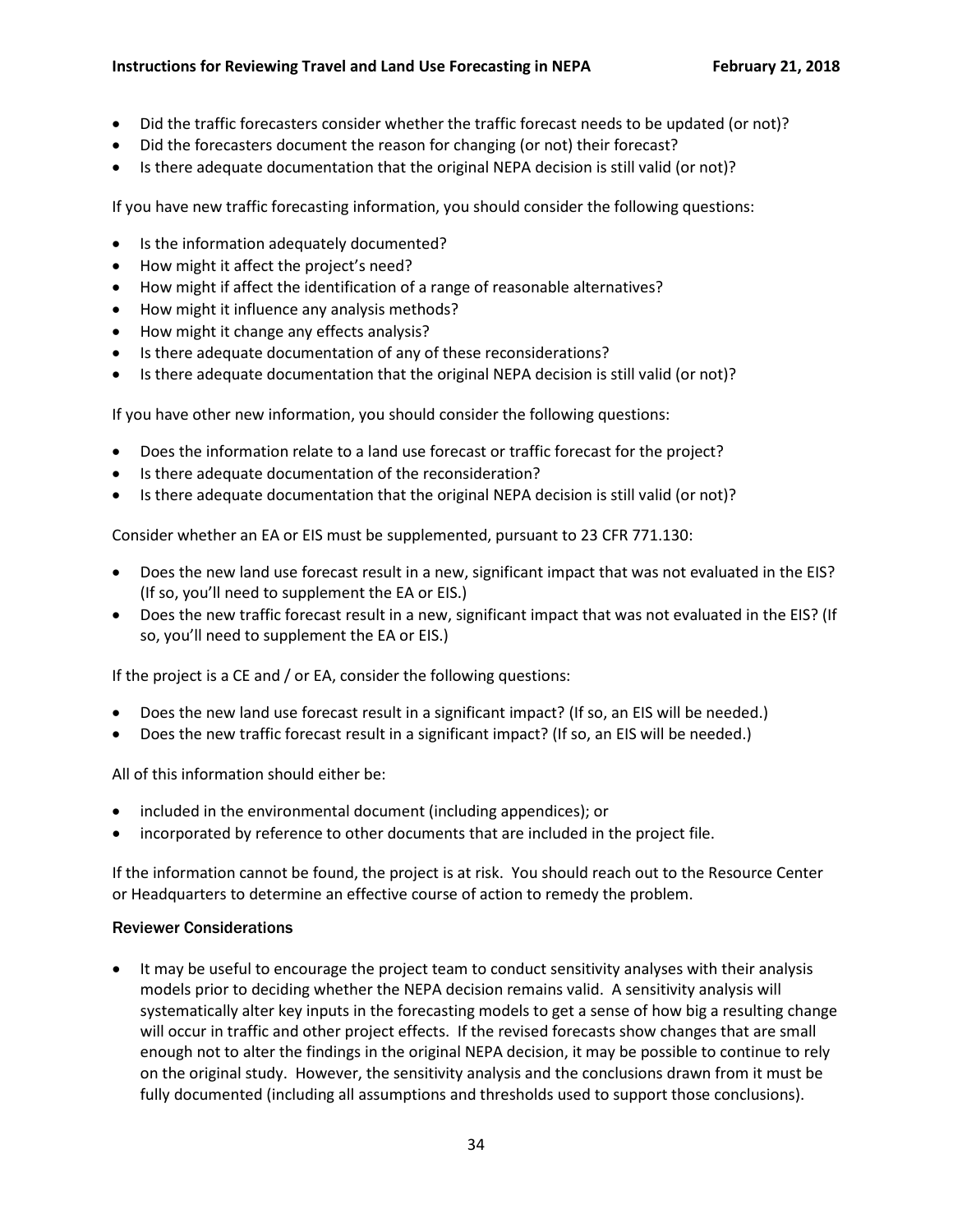- Did the traffic forecasters consider whether the traffic forecast needs to be updated (or not)?
- Did the forecasters document the reason for changing (or not) their forecast?
- Is there adequate documentation that the original NEPA decision is still valid (or not)?

If you have new traffic forecasting information, you should consider the following questions:

- Is the information adequately documented?
- How might it affect the project's need?
- How might if affect the identification of a range of reasonable alternatives?
- How might it influence any analysis methods?
- How might it change any effects analysis?
- Is there adequate documentation of any of these reconsiderations?
- Is there adequate documentation that the original NEPA decision is still valid (or not)?

If you have other new information, you should consider the following questions:

- Does the information relate to a land use forecast or traffic forecast for the project?
- Is there adequate documentation of the reconsideration?
- Is there adequate documentation that the original NEPA decision is still valid (or not)?

Consider whether an EA or EIS must be supplemented, pursuant to 23 CFR 771.130:

- Does the new land use forecast result in a new, significant impact that was not evaluated in the EIS? (If so, you'll need to supplement the EA or EIS.)
- Does the new traffic forecast result in a new, significant impact that was not evaluated in the EIS? (If so, you'll need to supplement the EA or EIS.)

If the project is a CE and / or EA, consider the following questions:

- Does the new land use forecast result in a significant impact? (If so, an EIS will be needed.)
- Does the new traffic forecast result in a significant impact? (If so, an EIS will be needed.)

All of this information should either be:

- included in the environmental document (including appendices); or
- incorporated by reference to other documents that are included in the project file.

If the information cannot be found, the project is at risk. You should reach out to the Resource Center or Headquarters to determine an effective course of action to remedy the problem.

### Reviewer Considerations

- It may be useful to encourage the project team to conduct sensitivity analyses with their analysis models prior to deciding whether the NEPA decision remains valid. A sensitivity analysis will systematically alter key inputs in the forecasting models to get a sense of how big a resulting change will occur in traffic and other project effects. If the revised forecasts show changes that are small enough not to alter the findings in the original NEPA decision, it may be possible to continue to rely on the original study. However, the sensitivity analysis and the conclusions drawn from it must be fully documented (including all assumptions and thresholds used to support those conclusions).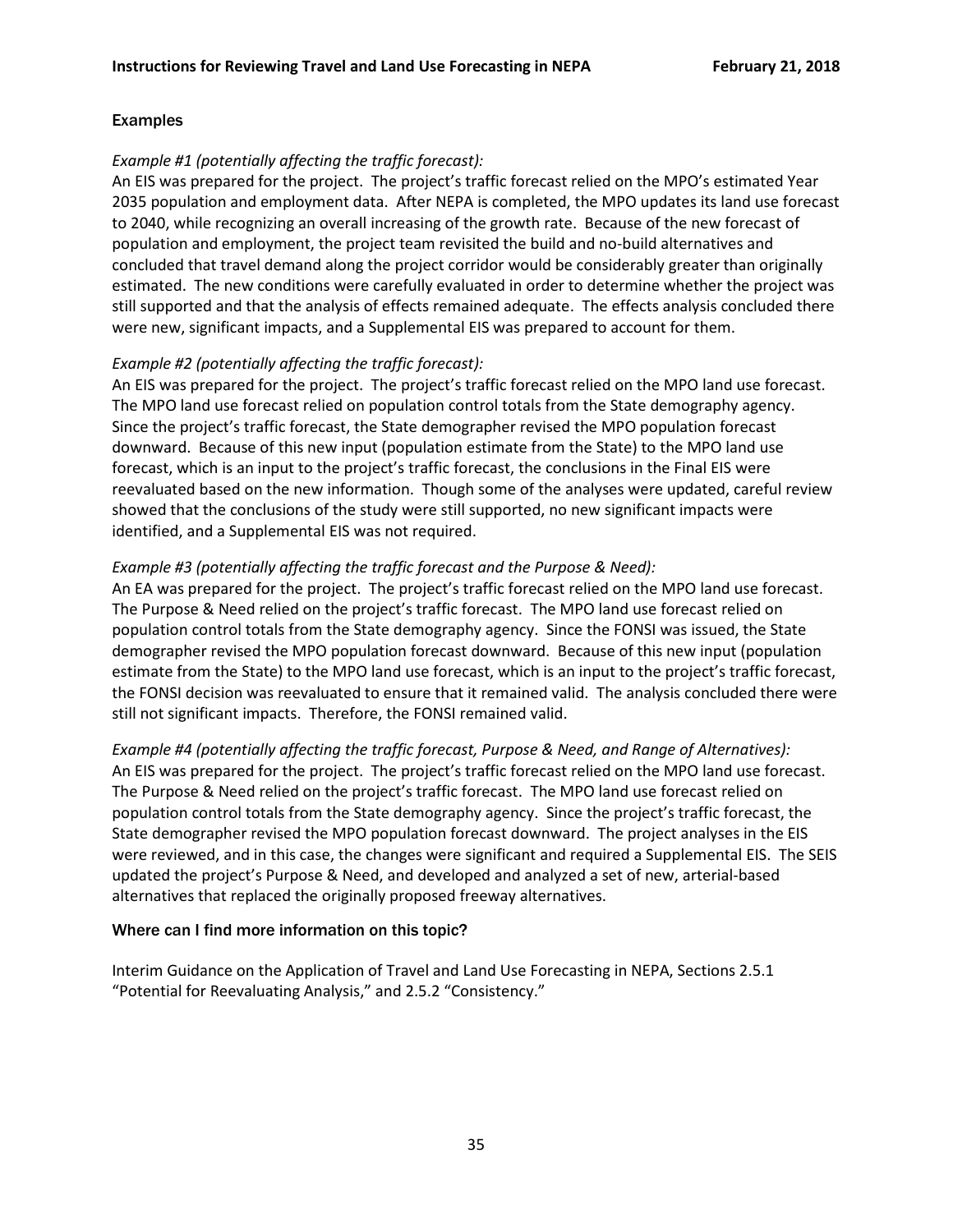### Examples

*Example #1 (potentially affecting the traffic forecast):*
An EIS was prepared for the project. The project's traffic forecast relied on the MPO's estimated Year 2035 population and employment data. After NEPA is completed, the MPO updates its land use forecast to 2040, while recognizing an overall increasing of the growth rate. Because of the new forecast of population and employment, the project team revisited the build and no-build alternatives and concluded that travel demand along the project corridor would be considerably greater than originally estimated. The new conditions were carefully evaluated in order to determine whether the project was still supported and that the analysis of effects remained adequate. The effects analysis concluded there were new, significant impacts, and a Supplemental EIS was prepared to account for them.

*Example #2 (potentially affecting the traffic forecast):*
An EIS was prepared for the project. The project's traffic forecast relied on the MPO land use forecast. The MPO land use forecast relied on population control totals from the State demography agency. Since the project's traffic forecast, the State demographer revised the MPO population forecast downward. Because of this new input (population estimate from the State) to the MPO land use forecast, which is an input to the project's traffic forecast, the conclusions in the Final EIS were reevaluated based on the new information. Though some of the analyses were updated, careful review showed that the conclusions of the study were still supported, no new significant impacts were identified, and a Supplemental EIS was not required.

*Example #3 (potentially affecting the traffic forecast and the Purpose & Need):*
An EA was prepared for the project. The project's traffic forecast relied on the MPO land use forecast. The Purpose & Need relied on the project's traffic forecast. The MPO land use forecast relied on population control totals from the State demography agency. Since the FONSI was issued, the State demographer revised the MPO population forecast downward. Because of this new input (population estimate from the State) to the MPO land use forecast, which is an input to the project's traffic forecast, the FONSI decision was reevaluated to ensure that it remained valid. The analysis concluded there were still not significant impacts. Therefore, the FONSI remained valid.

*Example #4 (potentially affecting the traffic forecast, Purpose & Need, and Range of Alternatives):*
An EIS was prepared for the project. The project's traffic forecast relied on the MPO land use forecast. The Purpose & Need relied on the project's traffic forecast. The MPO land use forecast relied on population control totals from the State demography agency. Since the project's traffic forecast, the State demographer revised the MPO population forecast downward. The project analyses in the EIS were reviewed, and in this case, the changes were significant and required a Supplemental EIS. The SEIS updated the project's Purpose & Need, and developed and analyzed a set of new, arterial-based alternatives that replaced the originally proposed freeway alternatives.

### Where can I find more information on this topic?

Interim Guidance on the Application of Travel and Land Use Forecasting in NEPA, Sections 2.5.1 "Potential for Reevaluating Analysis," and 2.5.2 "Consistency."